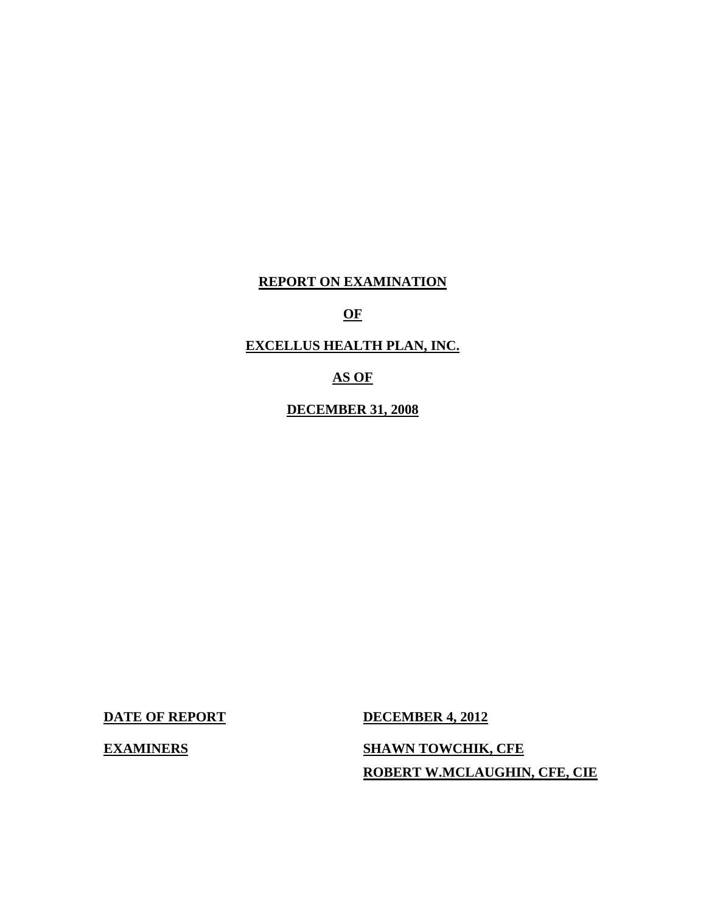# REPORT ON EXAMINATION

# OF

# EXCELLUS HEALTH PLAN, INC.

# AS OF

# DECEMBER 31, 2008

| | |
|---|---|
| **DATE OF REPORT** | **DECEMBER 4, 2012** |
| **EXAMINERS** | **SHAWN TOWCHIK, CFE** |
| | **ROBERT W.MCLAUGHIN, CFE, CIE** |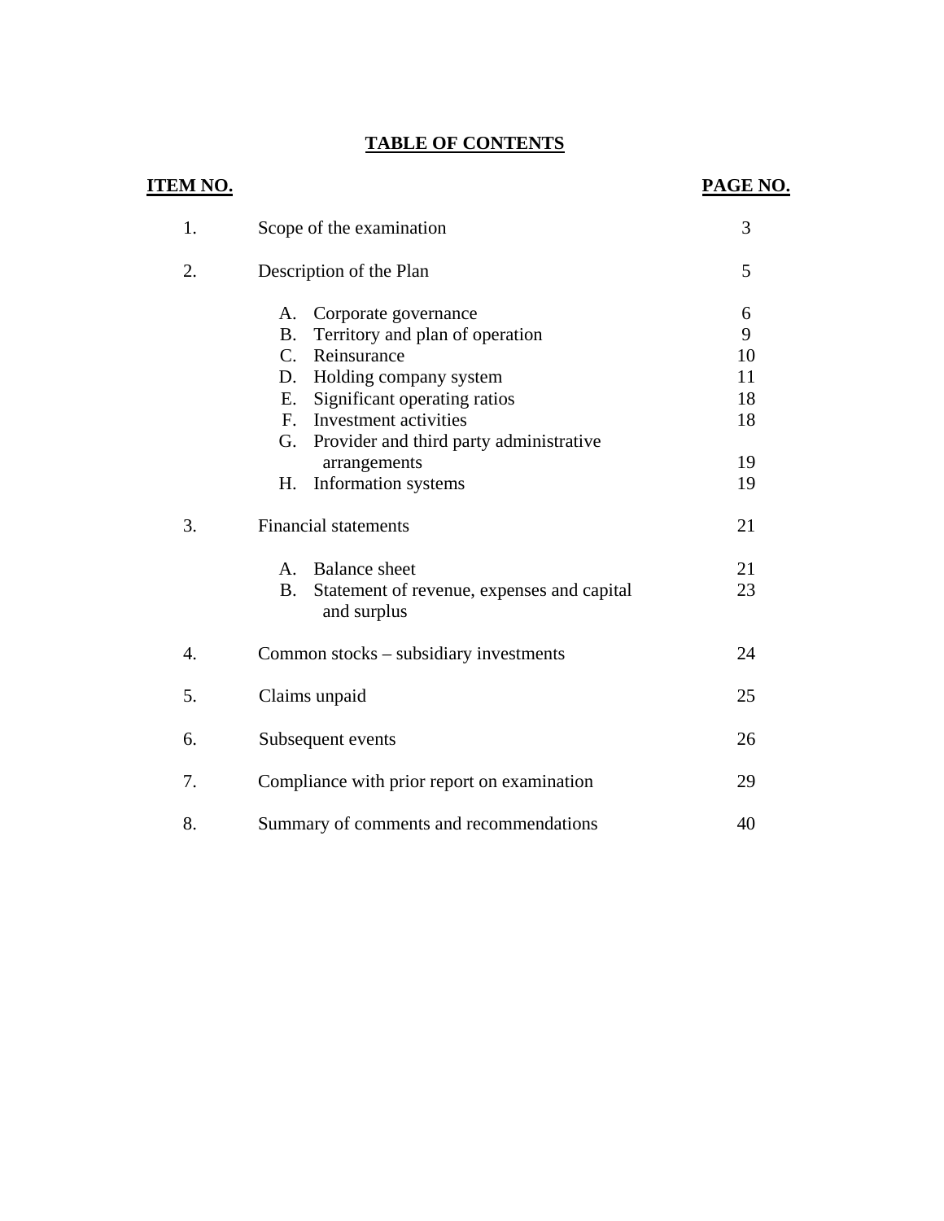# TABLE OF CONTENTS

| ITEM NO. | | PAGE NO. |
|---|---|---|
| 1. | Scope of the examination | 3 |
| 2. | Description of the Plan | 5 |
| | A. Corporate governance | 6 |
| | B. Territory and plan of operation | 9 |
| | C. Reinsurance | 10 |
| | D. Holding company system | 11 |
| | E. Significant operating ratios | 18 |
| | F. Investment activities | 18 |
| | G. Provider and third party administrative arrangements | 19 |
| | H. Information systems | 19 |
| 3. | Financial statements | 21 |
| | A. Balance sheet | 21 |
| | B. Statement of revenue, expenses and capital and surplus | 23 |
| 4. | Common stocks – subsidiary investments | 24 |
| 5. | Claims unpaid | 25 |
| 6. | Subsequent events | 26 |
| 7. | Compliance with prior report on examination | 29 |
| 8. | Summary of comments and recommendations | 40 |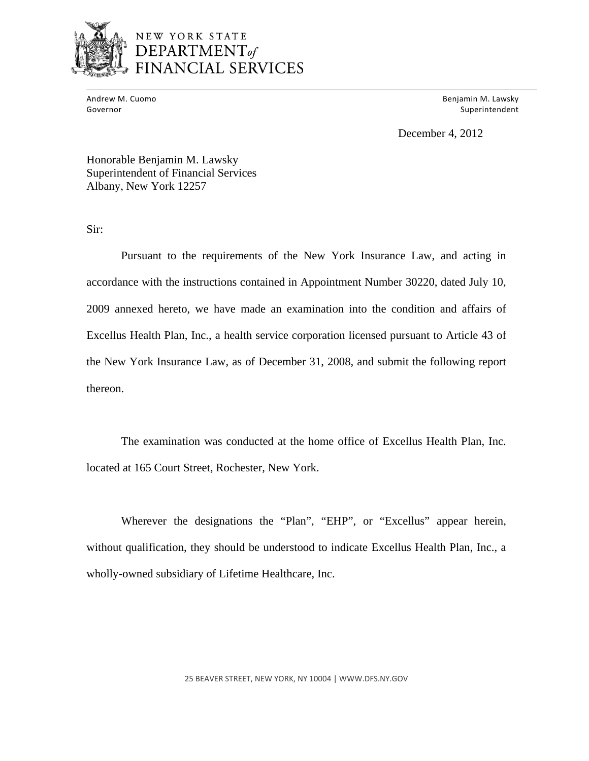NEW YORK STATE
DEPARTMENT of
FINANCIAL SERVICES

Andrew M. Cuomo
Governor

Benjamin M. Lawsky
Superintendent

December 4, 2012

Honorable Benjamin M. Lawsky
Superintendent of Financial Services
Albany, New York 12257

Sir:

Pursuant to the requirements of the New York Insurance Law, and acting in accordance with the instructions contained in Appointment Number 30220, dated July 10, 2009 annexed hereto, we have made an examination into the condition and affairs of Excellus Health Plan, Inc., a health service corporation licensed pursuant to Article 43 of the New York Insurance Law, as of December 31, 2008, and submit the following report thereon.

The examination was conducted at the home office of Excellus Health Plan, Inc. located at 165 Court Street, Rochester, New York.

Wherever the designations the "Plan", "EHP", or "Excellus" appear herein, without qualification, they should be understood to indicate Excellus Health Plan, Inc., a wholly-owned subsidiary of Lifetime Healthcare, Inc.

25 BEAVER STREET, NEW YORK, NY 10004 | WWW.DFS.NY.GOV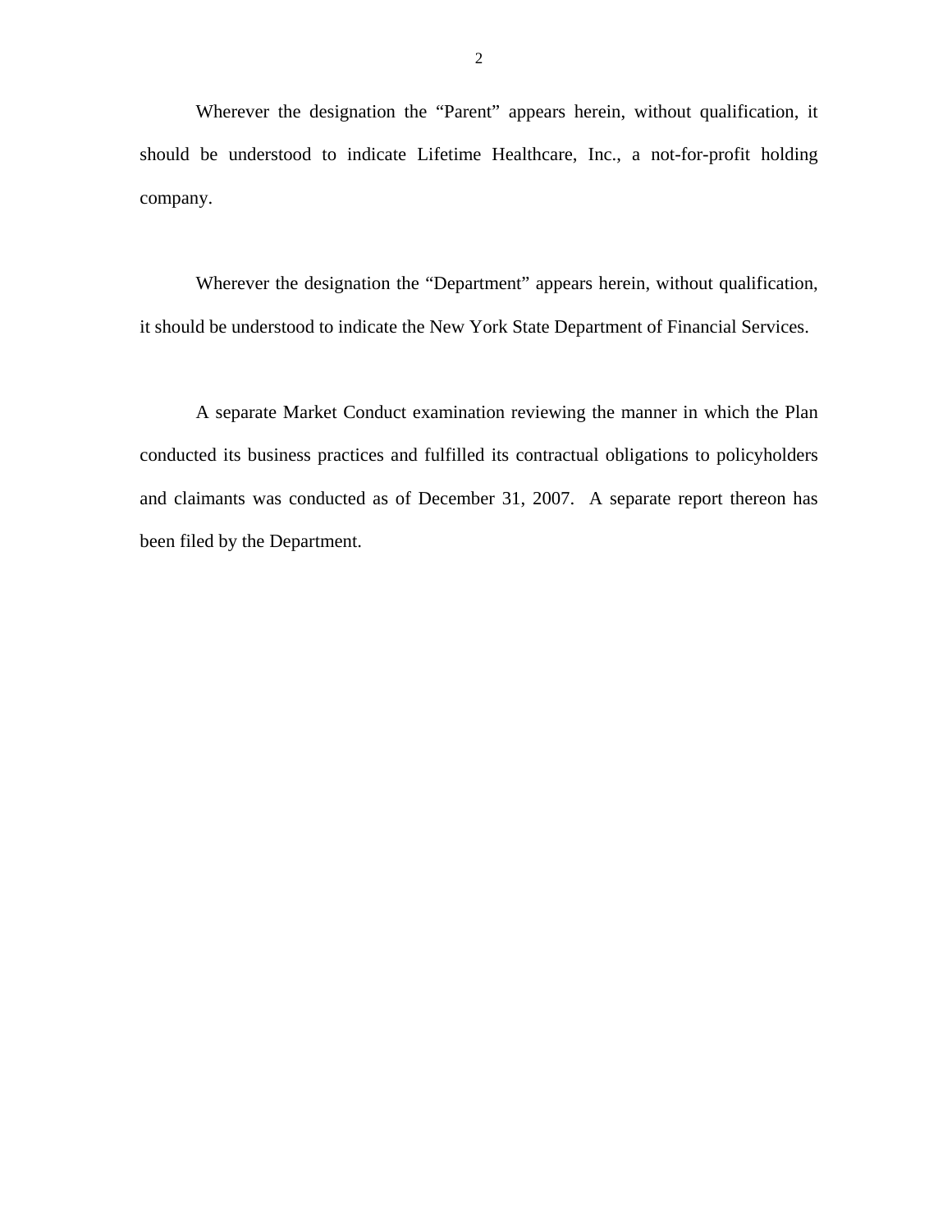Wherever the designation the "Parent" appears herein, without qualification, it should be understood to indicate Lifetime Healthcare, Inc., a not-for-profit holding company.

Wherever the designation the "Department" appears herein, without qualification, it should be understood to indicate the New York State Department of Financial Services.

A separate Market Conduct examination reviewing the manner in which the Plan conducted its business practices and fulfilled its contractual obligations to policyholders and claimants was conducted as of December 31, 2007. A separate report thereon has been filed by the Department.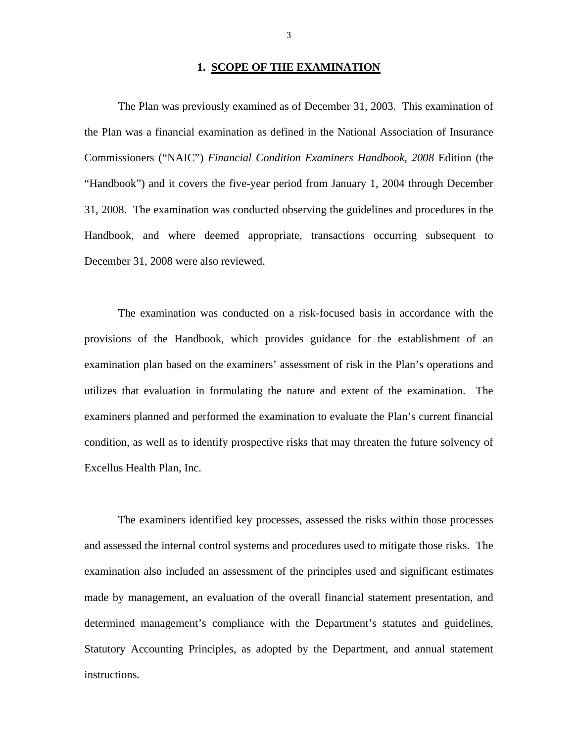## 1. SCOPE OF THE EXAMINATION

The Plan was previously examined as of December 31, 2003. This examination of the Plan was a financial examination as defined in the National Association of Insurance Commissioners ("NAIC") *Financial Condition Examiners Handbook, 2008* Edition (the "Handbook") and it covers the five-year period from January 1, 2004 through December 31, 2008. The examination was conducted observing the guidelines and procedures in the Handbook, and where deemed appropriate, transactions occurring subsequent to December 31, 2008 were also reviewed.

The examination was conducted on a risk-focused basis in accordance with the provisions of the Handbook, which provides guidance for the establishment of an examination plan based on the examiners' assessment of risk in the Plan's operations and utilizes that evaluation in formulating the nature and extent of the examination. The examiners planned and performed the examination to evaluate the Plan's current financial condition, as well as to identify prospective risks that may threaten the future solvency of Excellus Health Plan, Inc.

The examiners identified key processes, assessed the risks within those processes and assessed the internal control systems and procedures used to mitigate those risks. The examination also included an assessment of the principles used and significant estimates made by management, an evaluation of the overall financial statement presentation, and determined management's compliance with the Department's statutes and guidelines, Statutory Accounting Principles, as adopted by the Department, and annual statement instructions.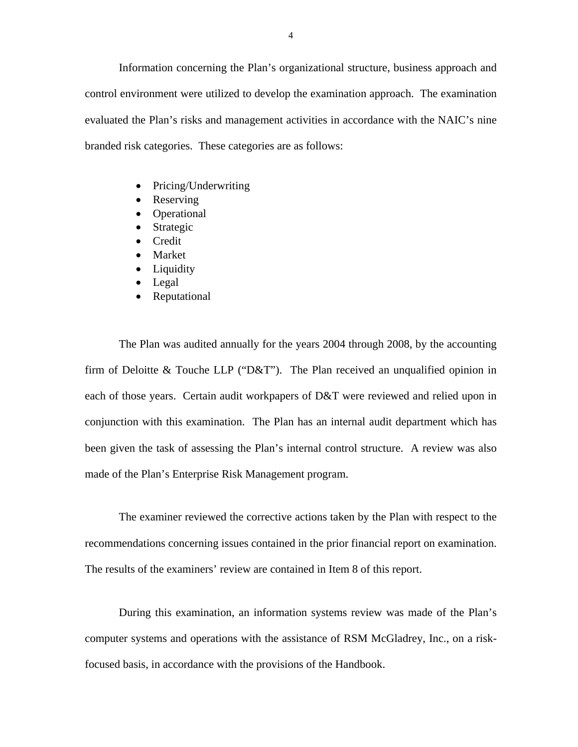Information concerning the Plan's organizational structure, business approach and control environment were utilized to develop the examination approach. The examination evaluated the Plan's risks and management activities in accordance with the NAIC's nine branded risk categories. These categories are as follows:

- Pricing/Underwriting
- Reserving
- Operational
- Strategic
- Credit
- Market
- Liquidity
- Legal
- Reputational

The Plan was audited annually for the years 2004 through 2008, by the accounting firm of Deloitte & Touche LLP ("D&T"). The Plan received an unqualified opinion in each of those years. Certain audit workpapers of D&T were reviewed and relied upon in conjunction with this examination. The Plan has an internal audit department which has been given the task of assessing the Plan's internal control structure. A review was also made of the Plan's Enterprise Risk Management program.

The examiner reviewed the corrective actions taken by the Plan with respect to the recommendations concerning issues contained in the prior financial report on examination. The results of the examiners' review are contained in Item 8 of this report.

During this examination, an information systems review was made of the Plan's computer systems and operations with the assistance of RSM McGladrey, Inc., on a risk-focused basis, in accordance with the provisions of the Handbook.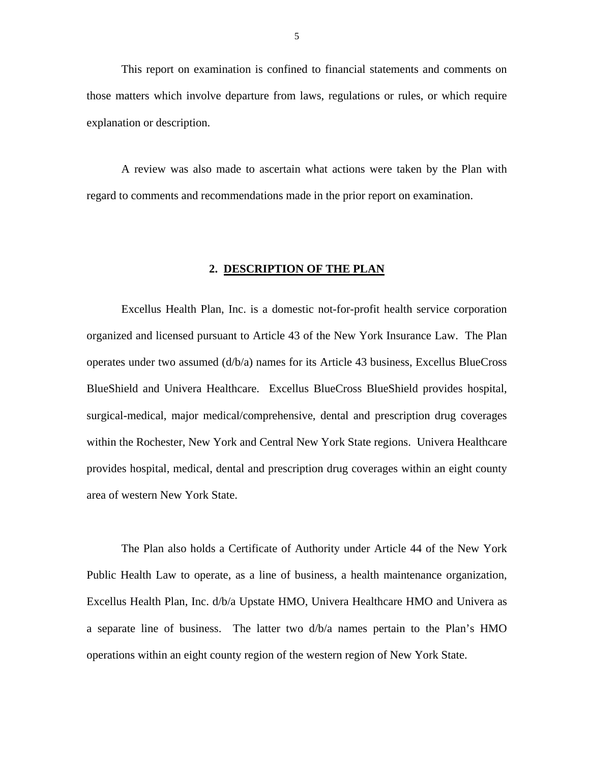This report on examination is confined to financial statements and comments on those matters which involve departure from laws, regulations or rules, or which require explanation or description.

A review was also made to ascertain what actions were taken by the Plan with regard to comments and recommendations made in the prior report on examination.

## 2. DESCRIPTION OF THE PLAN

Excellus Health Plan, Inc. is a domestic not-for-profit health service corporation organized and licensed pursuant to Article 43 of the New York Insurance Law. The Plan operates under two assumed (d/b/a) names for its Article 43 business, Excellus BlueCross BlueShield and Univera Healthcare. Excellus BlueCross BlueShield provides hospital, surgical-medical, major medical/comprehensive, dental and prescription drug coverages within the Rochester, New York and Central New York State regions. Univera Healthcare provides hospital, medical, dental and prescription drug coverages within an eight county area of western New York State.

The Plan also holds a Certificate of Authority under Article 44 of the New York Public Health Law to operate, as a line of business, a health maintenance organization, Excellus Health Plan, Inc. d/b/a Upstate HMO, Univera Healthcare HMO and Univera as a separate line of business. The latter two d/b/a names pertain to the Plan's HMO operations within an eight county region of the western region of New York State.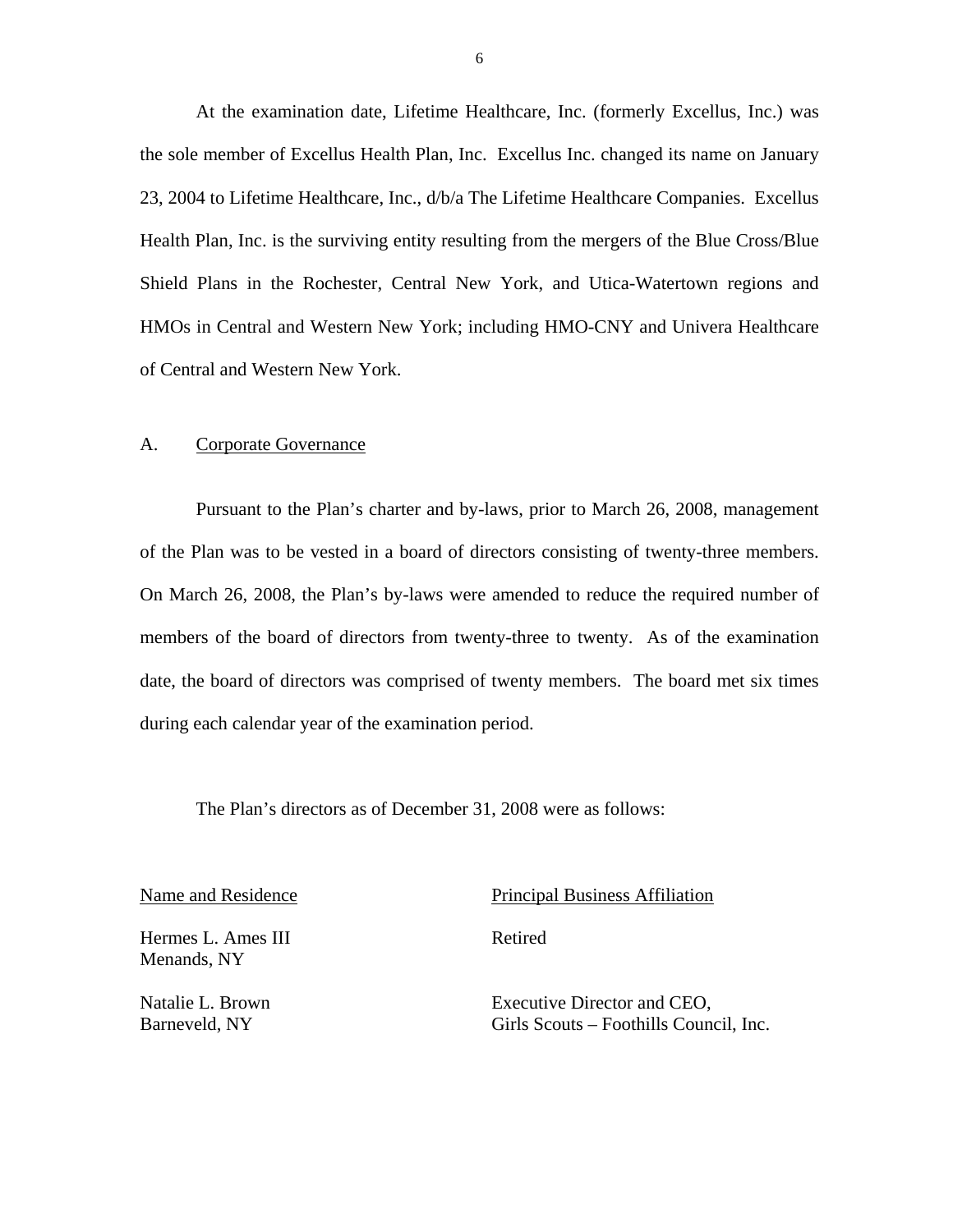At the examination date, Lifetime Healthcare, Inc. (formerly Excellus, Inc.) was the sole member of Excellus Health Plan, Inc. Excellus Inc. changed its name on January 23, 2004 to Lifetime Healthcare, Inc., d/b/a The Lifetime Healthcare Companies. Excellus Health Plan, Inc. is the surviving entity resulting from the mergers of the Blue Cross/Blue Shield Plans in the Rochester, Central New York, and Utica-Watertown regions and HMOs in Central and Western New York; including HMO-CNY and Univera Healthcare of Central and Western New York.

## A. Corporate Governance

Pursuant to the Plan's charter and by-laws, prior to March 26, 2008, management of the Plan was to be vested in a board of directors consisting of twenty-three members. On March 26, 2008, the Plan's by-laws were amended to reduce the required number of members of the board of directors from twenty-three to twenty. As of the examination date, the board of directors was comprised of twenty members. The board met six times during each calendar year of the examination period.

The Plan's directors as of December 31, 2008 were as follows:

| Name and Residence | Principal Business Affiliation |
|---|---|
| Hermes L. Ames III<br>Menands, NY | Retired |
| Natalie L. Brown<br>Barneveld, NY | Executive Director and CEO,<br>Girls Scouts – Foothills Council, Inc. |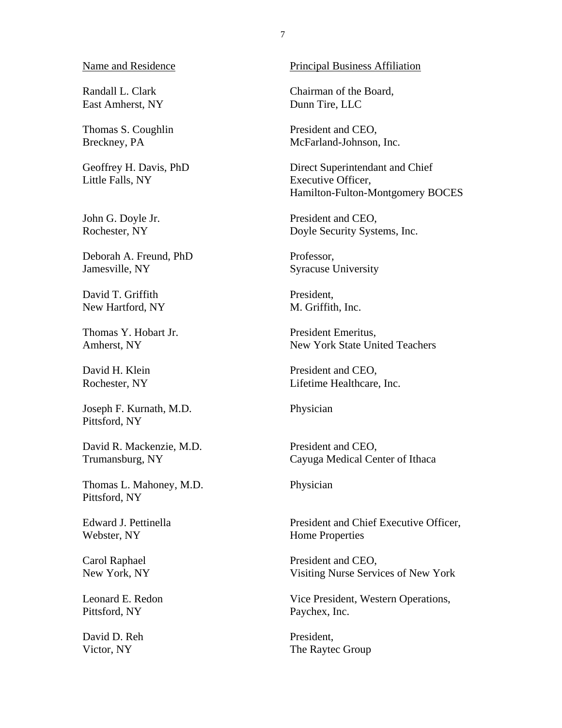| Name and Residence | Principal Business Affiliation |
|---|---|
| Randall L. Clark<br>East Amherst, NY | Chairman of the Board,<br>Dunn Tire, LLC |
| Thomas S. Coughlin<br>Breckney, PA | President and CEO,<br>McFarland-Johnson, Inc. |
| Geoffrey H. Davis, PhD<br>Little Falls, NY | Direct Superintendant and Chief Executive Officer,<br>Hamilton-Fulton-Montgomery BOCES |
| John G. Doyle Jr.<br>Rochester, NY | President and CEO,<br>Doyle Security Systems, Inc. |
| Deborah A. Freund, PhD<br>Jamesville, NY | Professor,<br>Syracuse University |
| David T. Griffith<br>New Hartford, NY | President,<br>M. Griffith, Inc. |
| Thomas Y. Hobart Jr.<br>Amherst, NY | President Emeritus,<br>New York State United Teachers |
| David H. Klein<br>Rochester, NY | President and CEO,<br>Lifetime Healthcare, Inc. |
| Joseph F. Kurnath, M.D.<br>Pittsford, NY | Physician |
| David R. Mackenzie, M.D.<br>Trumansburg, NY | President and CEO,<br>Cayuga Medical Center of Ithaca |
| Thomas L. Mahoney, M.D.<br>Pittsford, NY | Physician |
| Edward J. Pettinella<br>Webster, NY | President and Chief Executive Officer,<br>Home Properties |
| Carol Raphael<br>New York, NY | President and CEO,<br>Visiting Nurse Services of New York |
| Leonard E. Redon<br>Pittsford, NY | Vice President, Western Operations,<br>Paychex, Inc. |
| David D. Reh<br>Victor, NY | President,<br>The Raytec Group |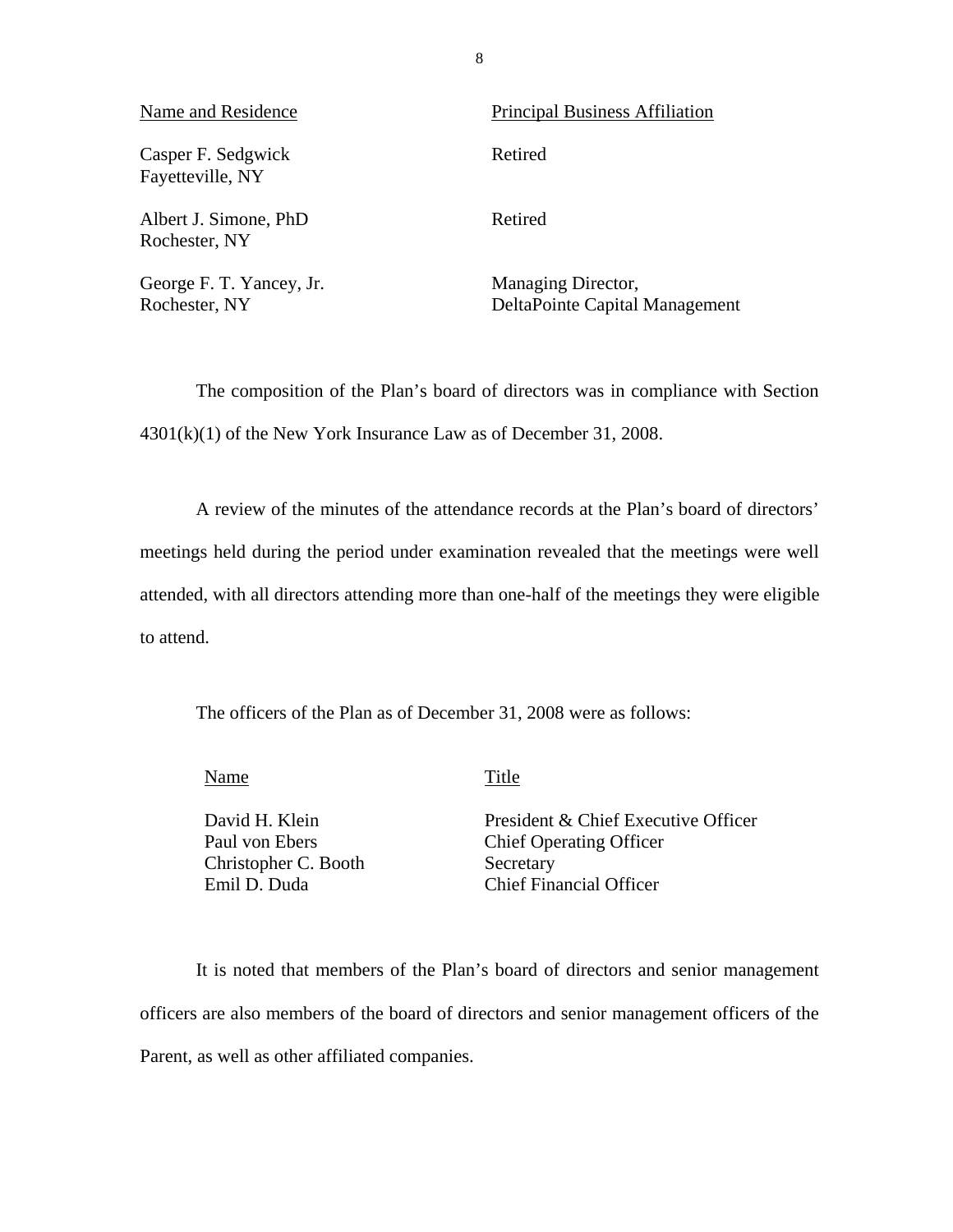| Name and Residence | Principal Business Affiliation |
|---|---|
| Casper F. Sedgwick<br>Fayetteville, NY | Retired |
| Albert J. Simone, PhD<br>Rochester, NY | Retired |
| George F. T. Yancey, Jr.<br>Rochester, NY | Managing Director,<br>DeltaPointe Capital Management |

The composition of the Plan's board of directors was in compliance with Section 4301(k)(1) of the New York Insurance Law as of December 31, 2008.

A review of the minutes of the attendance records at the Plan's board of directors' meetings held during the period under examination revealed that the meetings were well attended, with all directors attending more than one-half of the meetings they were eligible to attend.

The officers of the Plan as of December 31, 2008 were as follows:

| Name | Title |
|---|---|
| David H. Klein | President & Chief Executive Officer |
| Paul von Ebers | Chief Operating Officer |
| Christopher C. Booth | Secretary |
| Emil D. Duda | Chief Financial Officer |

It is noted that members of the Plan's board of directors and senior management officers are also members of the board of directors and senior management officers of the Parent, as well as other affiliated companies.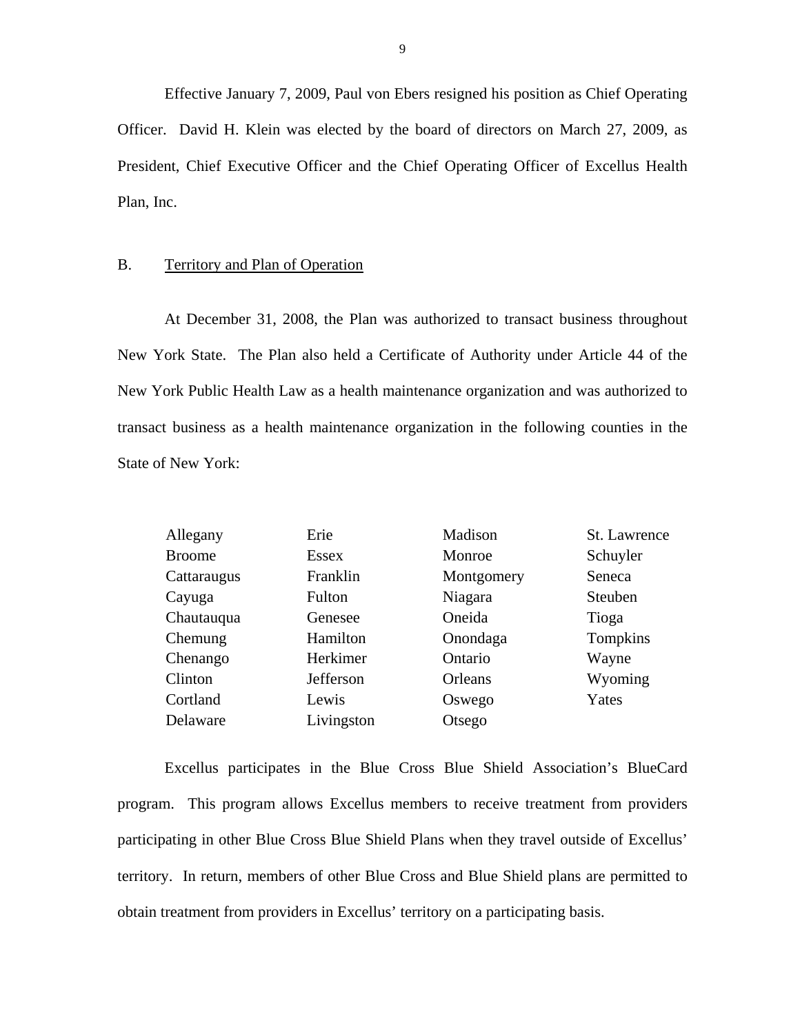Effective January 7, 2009, Paul von Ebers resigned his position as Chief Operating Officer. David H. Klein was elected by the board of directors on March 27, 2009, as President, Chief Executive Officer and the Chief Operating Officer of Excellus Health Plan, Inc.

## B. Territory and Plan of Operation

At December 31, 2008, the Plan was authorized to transact business throughout New York State. The Plan also held a Certificate of Authority under Article 44 of the New York Public Health Law as a health maintenance organization and was authorized to transact business as a health maintenance organization in the following counties in the State of New York:

| | | | |
|---|---|---|---|
| Allegany | Erie | Madison | St. Lawrence |
| Broome | Essex | Monroe | Schuyler |
| Cattaraugus | Franklin | Montgomery | Seneca |
| Cayuga | Fulton | Niagara | Steuben |
| Chautauqua | Genesee | Oneida | Tioga |
| Chemung | Hamilton | Onondaga | Tompkins |
| Chenango | Herkimer | Ontario | Wayne |
| Clinton | Jefferson | Orleans | Wyoming |
| Cortland | Lewis | Oswego | Yates |
| Delaware | Livingston | Otsego | |

Excellus participates in the Blue Cross Blue Shield Association's BlueCard program. This program allows Excellus members to receive treatment from providers participating in other Blue Cross Blue Shield Plans when they travel outside of Excellus' territory. In return, members of other Blue Cross and Blue Shield plans are permitted to obtain treatment from providers in Excellus' territory on a participating basis.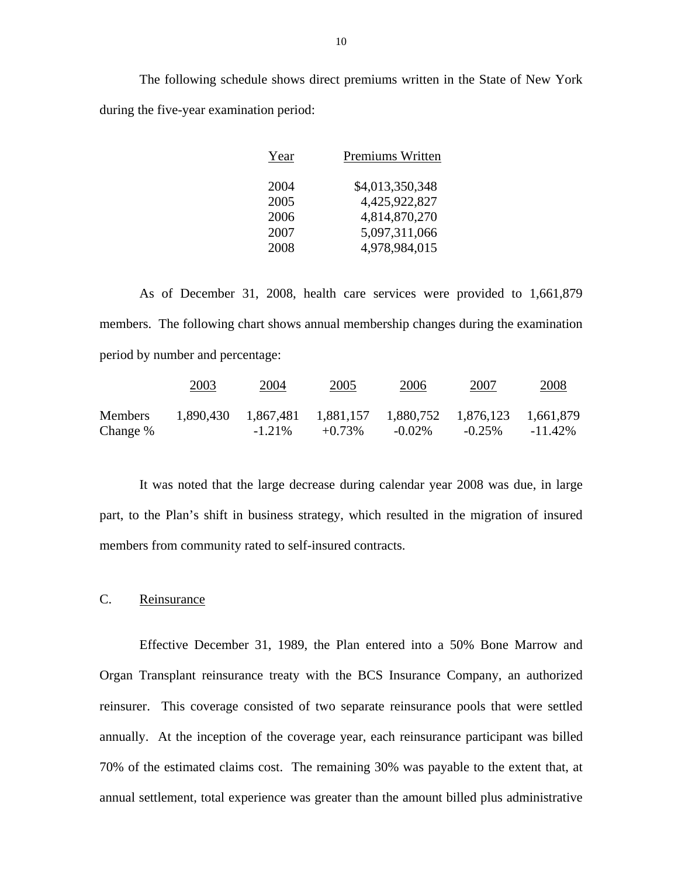The following schedule shows direct premiums written in the State of New York during the five-year examination period:

| Year | Premiums Written |
|---|---|
| 2004 | $4,013,350,348 |
| 2005 | 4,425,922,827 |
| 2006 | 4,814,870,270 |
| 2007 | 5,097,311,066 |
| 2008 | 4,978,984,015 |

As of December 31, 2008, health care services were provided to 1,661,879 members. The following chart shows annual membership changes during the examination period by number and percentage:

| | 2003 | 2004 | 2005 | 2006 | 2007 | 2008 |
|---|---|---|---|---|---|---|
| Members | 1,890,430 | 1,867,481 | 1,881,157 | 1,880,752 | 1,876,123 | 1,661,879 |
| Change % | | -1.21% | +0.73% | -0.02% | -0.25% | -11.42% |

It was noted that the large decrease during calendar year 2008 was due, in large part, to the Plan's shift in business strategy, which resulted in the migration of insured members from community rated to self-insured contracts.

## C. Reinsurance

Effective December 31, 1989, the Plan entered into a 50% Bone Marrow and Organ Transplant reinsurance treaty with the BCS Insurance Company, an authorized reinsurer. This coverage consisted of two separate reinsurance pools that were settled annually. At the inception of the coverage year, each reinsurance participant was billed 70% of the estimated claims cost. The remaining 30% was payable to the extent that, at annual settlement, total experience was greater than the amount billed plus administrative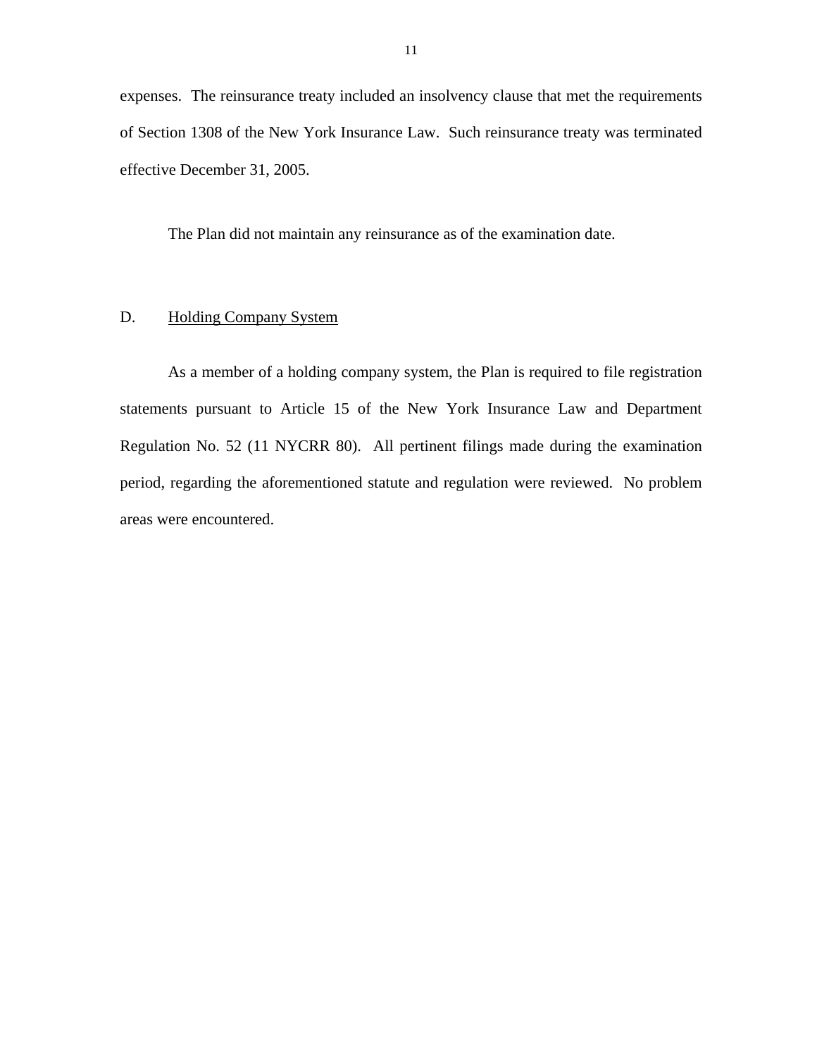expenses. The reinsurance treaty included an insolvency clause that met the requirements of Section 1308 of the New York Insurance Law. Such reinsurance treaty was terminated effective December 31, 2005.

The Plan did not maintain any reinsurance as of the examination date.

## D. Holding Company System

As a member of a holding company system, the Plan is required to file registration statements pursuant to Article 15 of the New York Insurance Law and Department Regulation No. 52 (11 NYCRR 80). All pertinent filings made during the examination period, regarding the aforementioned statute and regulation were reviewed. No problem areas were encountered.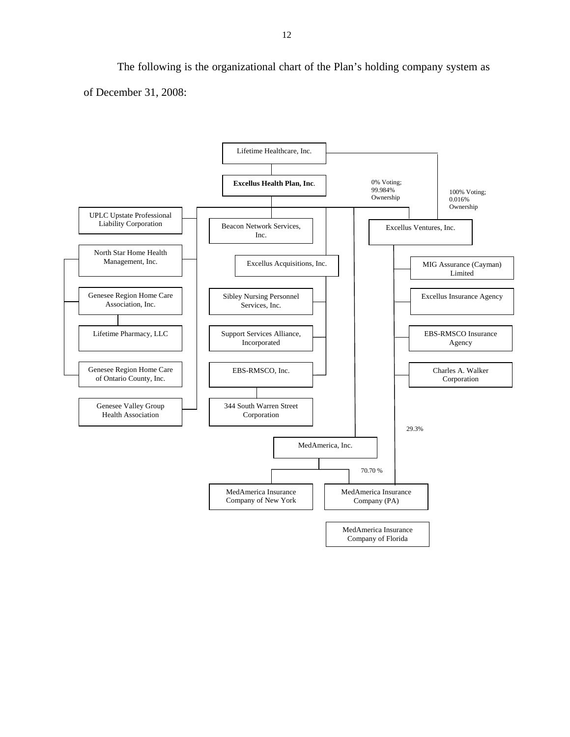The following is the organizational chart of the Plan's holding company system as of December 31, 2008:

- Lifetime Healthcare, Inc.
  - **Excellus Health Plan, Inc.**
    - UPLC Upstate Professional Liability Corporation
    - North Star Home Health Management, Inc.
      - Genesee Region Home Care Association, Inc.
        - Lifetime Pharmacy, LLC
      - Genesee Region Home Care of Ontario County, Inc.
    - Genesee Valley Group Health Association
    - Beacon Network Services, Inc.
    - Excellus Acquisitions, Inc.
      - Sibley Nursing Personnel Services, Inc.
      - Support Services Alliance, Incorporated
      - EBS-RMSCO, Inc.
        - 344 South Warren Street Corporation
    - MedAmerica, Inc.
      - MedAmerica Insurance Company of New York
      - MedAmerica Insurance Company (PA) (70.70 %)
    - Excellus Ventures, Inc. (0% Voting; 99.984% Ownership)
      - MIG Assurance (Cayman) Limited
      - Excellus Insurance Agency
      - EBS-RMSCO Insurance Agency
      - Charles A. Walker Corporation
      - MedAmerica Insurance Company (PA) (29.3%)
  - Excellus Ventures, Inc. (100% Voting; 0.016% Ownership)
- MedAmerica Insurance Company of Florida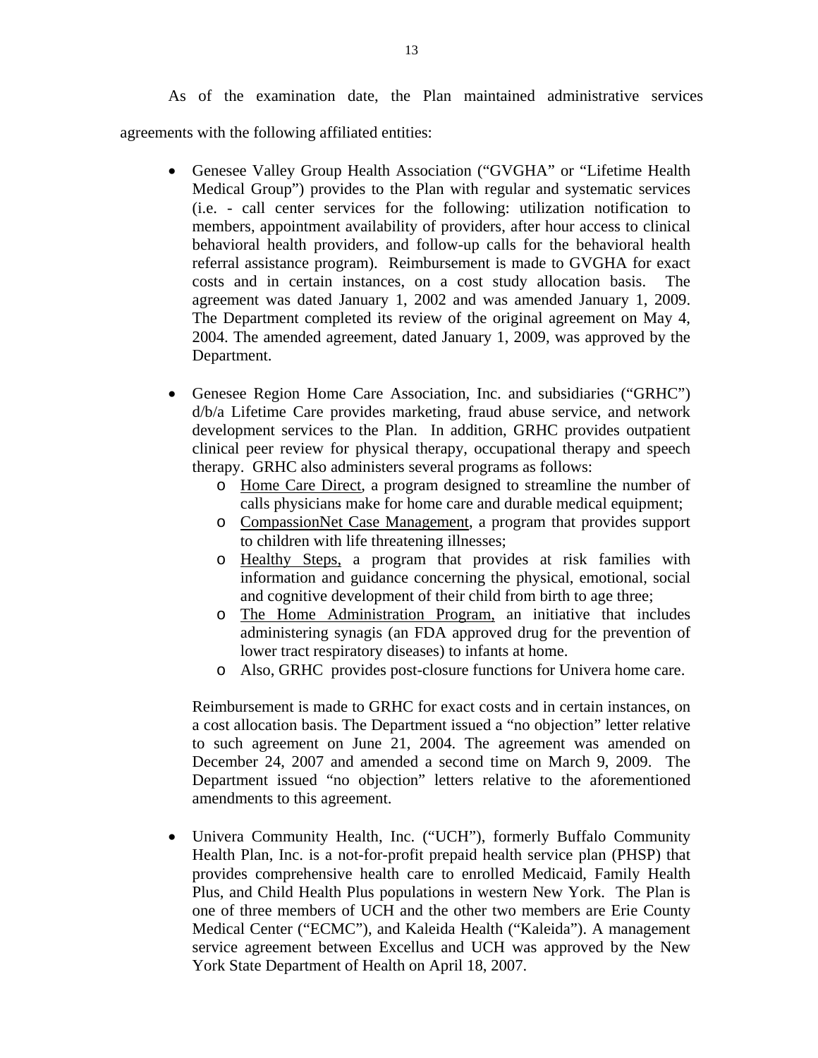As of the examination date, the Plan maintained administrative services agreements with the following affiliated entities:

- Genesee Valley Group Health Association ("GVGHA" or "Lifetime Health Medical Group") provides to the Plan with regular and systematic services (i.e. - call center services for the following: utilization notification to members, appointment availability of providers, after hour access to clinical behavioral health providers, and follow-up calls for the behavioral health referral assistance program). Reimbursement is made to GVGHA for exact costs and in certain instances, on a cost study allocation basis. The agreement was dated January 1, 2002 and was amended January 1, 2009. The Department completed its review of the original agreement on May 4, 2004. The amended agreement, dated January 1, 2009, was approved by the Department.

- Genesee Region Home Care Association, Inc. and subsidiaries ("GRHC") d/b/a Lifetime Care provides marketing, fraud abuse service, and network development services to the Plan. In addition, GRHC provides outpatient clinical peer review for physical therapy, occupational therapy and speech therapy. GRHC also administers several programs as follows:
  - Home Care Direct, a program designed to streamline the number of calls physicians make for home care and durable medical equipment;
  - CompassionNet Case Management, a program that provides support to children with life threatening illnesses;
  - Healthy Steps, a program that provides at risk families with information and guidance concerning the physical, emotional, social and cognitive development of their child from birth to age three;
  - The Home Administration Program, an initiative that includes administering synagis (an FDA approved drug for the prevention of lower tract respiratory diseases) to infants at home.
  - Also, GRHC provides post-closure functions for Univera home care.

  Reimbursement is made to GRHC for exact costs and in certain instances, on a cost allocation basis. The Department issued a "no objection" letter relative to such agreement on June 21, 2004. The agreement was amended on December 24, 2007 and amended a second time on March 9, 2009. The Department issued "no objection" letters relative to the aforementioned amendments to this agreement.

- Univera Community Health, Inc. ("UCH"), formerly Buffalo Community Health Plan, Inc. is a not-for-profit prepaid health service plan (PHSP) that provides comprehensive health care to enrolled Medicaid, Family Health Plus, and Child Health Plus populations in western New York. The Plan is one of three members of UCH and the other two members are Erie County Medical Center ("ECMC"), and Kaleida Health ("Kaleida"). A management service agreement between Excellus and UCH was approved by the New York State Department of Health on April 18, 2007.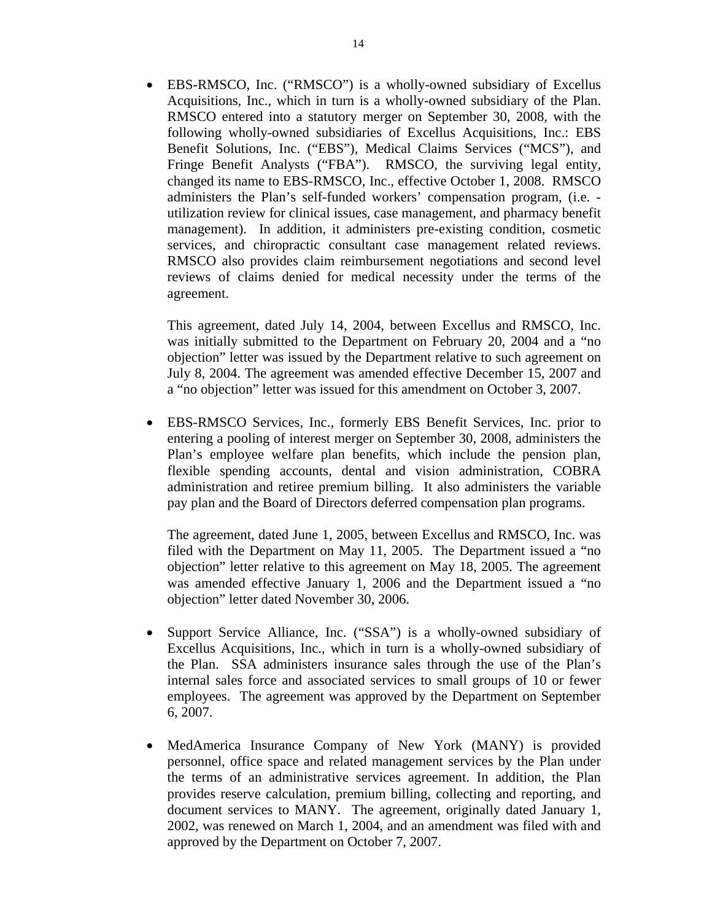- EBS-RMSCO, Inc. ("RMSCO") is a wholly-owned subsidiary of Excellus Acquisitions, Inc., which in turn is a wholly-owned subsidiary of the Plan. RMSCO entered into a statutory merger on September 30, 2008, with the following wholly-owned subsidiaries of Excellus Acquisitions, Inc.: EBS Benefit Solutions, Inc. ("EBS"), Medical Claims Services ("MCS"), and Fringe Benefit Analysts ("FBA"). RMSCO, the surviving legal entity, changed its name to EBS-RMSCO, Inc., effective October 1, 2008. RMSCO administers the Plan's self-funded workers' compensation program, (i.e. - utilization review for clinical issues, case management, and pharmacy benefit management). In addition, it administers pre-existing condition, cosmetic services, and chiropractic consultant case management related reviews. RMSCO also provides claim reimbursement negotiations and second level reviews of claims denied for medical necessity under the terms of the agreement.

  This agreement, dated July 14, 2004, between Excellus and RMSCO, Inc. was initially submitted to the Department on February 20, 2004 and a "no objection" letter was issued by the Department relative to such agreement on July 8, 2004. The agreement was amended effective December 15, 2007 and a "no objection" letter was issued for this amendment on October 3, 2007.

- EBS-RMSCO Services, Inc., formerly EBS Benefit Services, Inc. prior to entering a pooling of interest merger on September 30, 2008, administers the Plan's employee welfare plan benefits, which include the pension plan, flexible spending accounts, dental and vision administration, COBRA administration and retiree premium billing. It also administers the variable pay plan and the Board of Directors deferred compensation plan programs.

  The agreement, dated June 1, 2005, between Excellus and RMSCO, Inc. was filed with the Department on May 11, 2005. The Department issued a "no objection" letter relative to this agreement on May 18, 2005. The agreement was amended effective January 1, 2006 and the Department issued a "no objection" letter dated November 30, 2006.

- Support Service Alliance, Inc. ("SSA") is a wholly-owned subsidiary of Excellus Acquisitions, Inc., which in turn is a wholly-owned subsidiary of the Plan. SSA administers insurance sales through the use of the Plan's internal sales force and associated services to small groups of 10 or fewer employees. The agreement was approved by the Department on September 6, 2007.

- MedAmerica Insurance Company of New York (MANY) is provided personnel, office space and related management services by the Plan under the terms of an administrative services agreement. In addition, the Plan provides reserve calculation, premium billing, collecting and reporting, and document services to MANY. The agreement, originally dated January 1, 2002, was renewed on March 1, 2004, and an amendment was filed with and approved by the Department on October 7, 2007.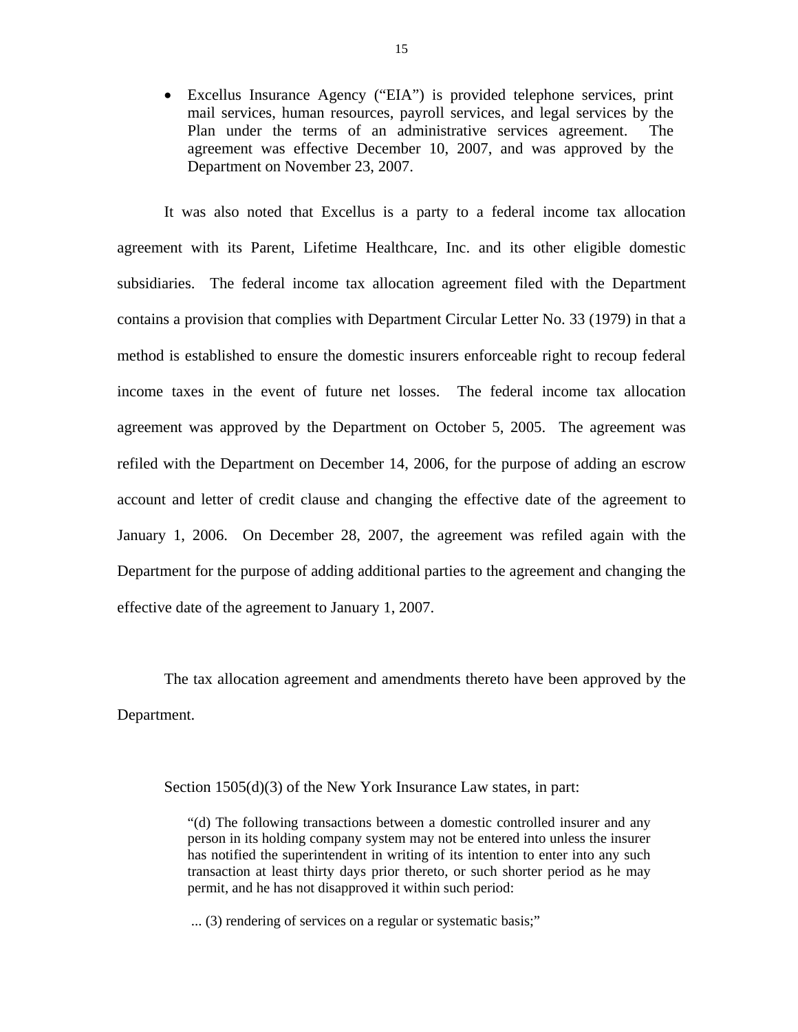- Excellus Insurance Agency ("EIA") is provided telephone services, print mail services, human resources, payroll services, and legal services by the Plan under the terms of an administrative services agreement. The agreement was effective December 10, 2007, and was approved by the Department on November 23, 2007.

It was also noted that Excellus is a party to a federal income tax allocation agreement with its Parent, Lifetime Healthcare, Inc. and its other eligible domestic subsidiaries. The federal income tax allocation agreement filed with the Department contains a provision that complies with Department Circular Letter No. 33 (1979) in that a method is established to ensure the domestic insurers enforceable right to recoup federal income taxes in the event of future net losses. The federal income tax allocation agreement was approved by the Department on October 5, 2005. The agreement was refiled with the Department on December 14, 2006, for the purpose of adding an escrow account and letter of credit clause and changing the effective date of the agreement to January 1, 2006. On December 28, 2007, the agreement was refiled again with the Department for the purpose of adding additional parties to the agreement and changing the effective date of the agreement to January 1, 2007.

The tax allocation agreement and amendments thereto have been approved by the Department.

Section 1505(d)(3) of the New York Insurance Law states, in part:

> "(d) The following transactions between a domestic controlled insurer and any person in its holding company system may not be entered into unless the insurer has notified the superintendent in writing of its intention to enter into any such transaction at least thirty days prior thereto, or such shorter period as he may permit, and he has not disapproved it within such period:
>
> ... (3) rendering of services on a regular or systematic basis;"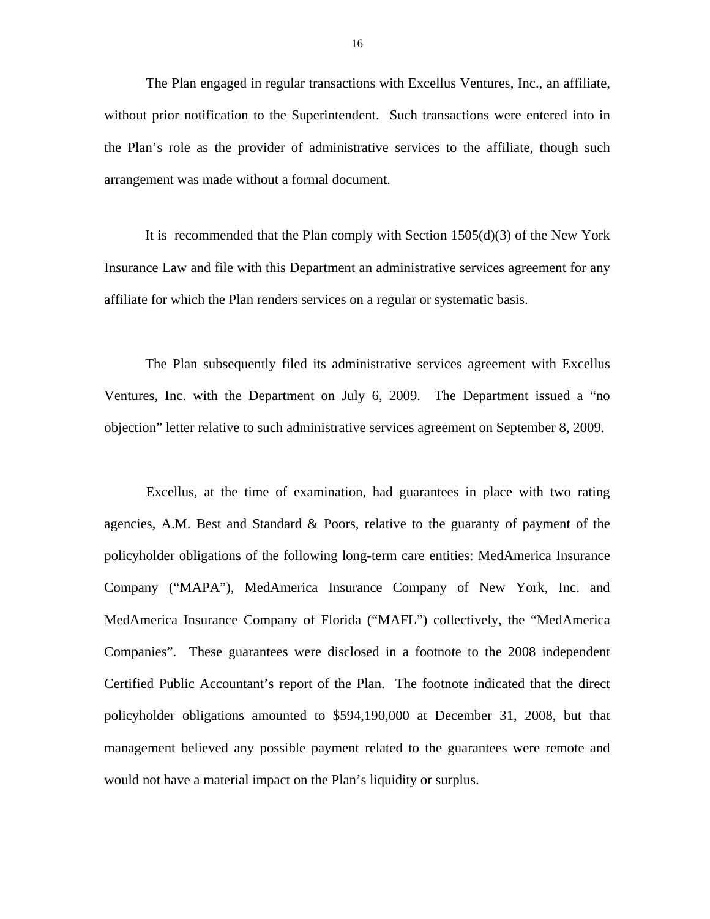The Plan engaged in regular transactions with Excellus Ventures, Inc., an affiliate, without prior notification to the Superintendent. Such transactions were entered into in the Plan's role as the provider of administrative services to the affiliate, though such arrangement was made without a formal document.

It is recommended that the Plan comply with Section 1505(d)(3) of the New York Insurance Law and file with this Department an administrative services agreement for any affiliate for which the Plan renders services on a regular or systematic basis.

The Plan subsequently filed its administrative services agreement with Excellus Ventures, Inc. with the Department on July 6, 2009. The Department issued a "no objection" letter relative to such administrative services agreement on September 8, 2009.

Excellus, at the time of examination, had guarantees in place with two rating agencies, A.M. Best and Standard & Poors, relative to the guaranty of payment of the policyholder obligations of the following long-term care entities: MedAmerica Insurance Company ("MAPA"), MedAmerica Insurance Company of New York, Inc. and MedAmerica Insurance Company of Florida ("MAFL") collectively, the "MedAmerica Companies". These guarantees were disclosed in a footnote to the 2008 independent Certified Public Accountant's report of the Plan. The footnote indicated that the direct policyholder obligations amounted to $594,190,000 at December 31, 2008, but that management believed any possible payment related to the guarantees were remote and would not have a material impact on the Plan's liquidity or surplus.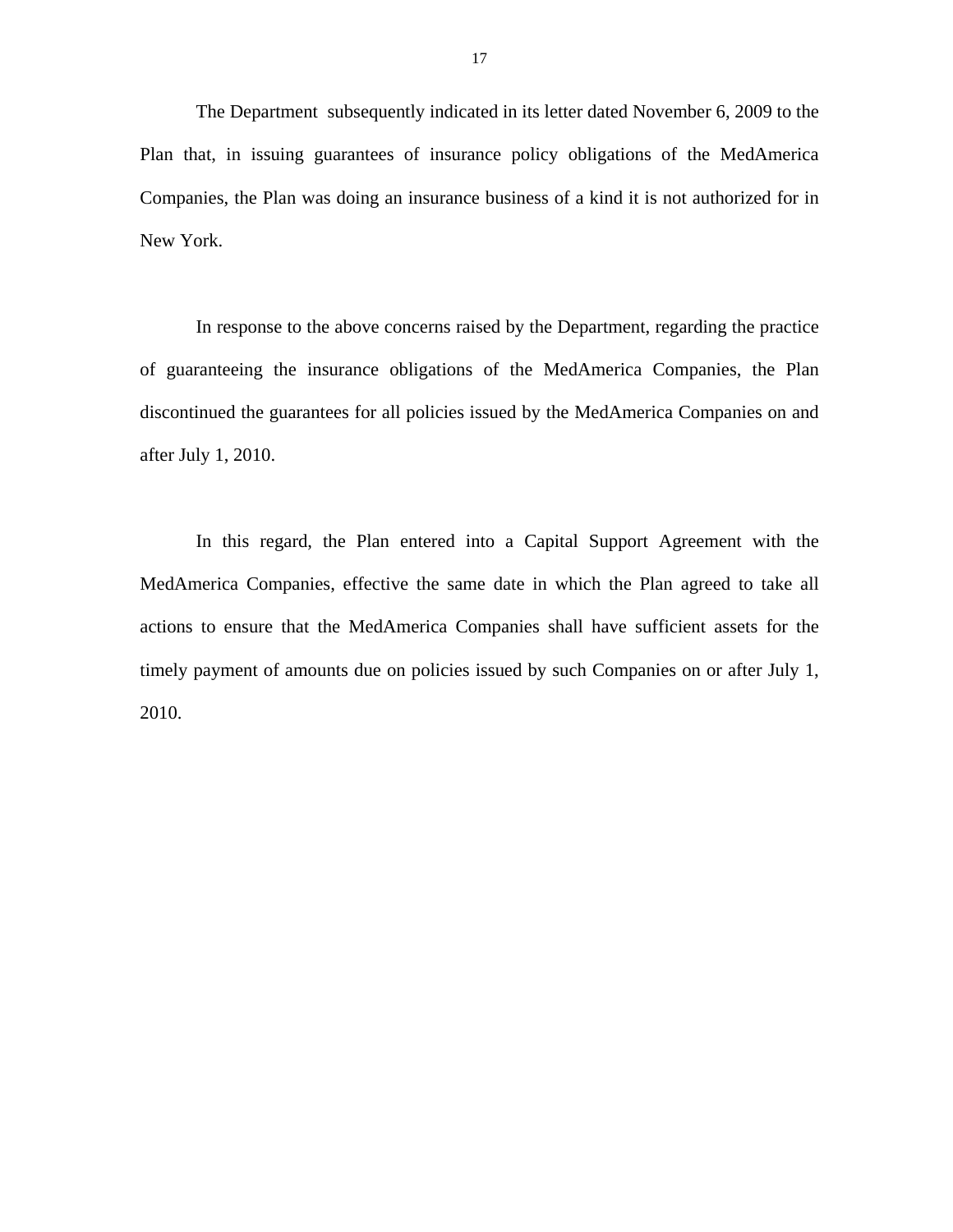The Department subsequently indicated in its letter dated November 6, 2009 to the Plan that, in issuing guarantees of insurance policy obligations of the MedAmerica Companies, the Plan was doing an insurance business of a kind it is not authorized for in New York.

In response to the above concerns raised by the Department, regarding the practice of guaranteeing the insurance obligations of the MedAmerica Companies, the Plan discontinued the guarantees for all policies issued by the MedAmerica Companies on and after July 1, 2010.

In this regard, the Plan entered into a Capital Support Agreement with the MedAmerica Companies, effective the same date in which the Plan agreed to take all actions to ensure that the MedAmerica Companies shall have sufficient assets for the timely payment of amounts due on policies issued by such Companies on or after July 1, 2010.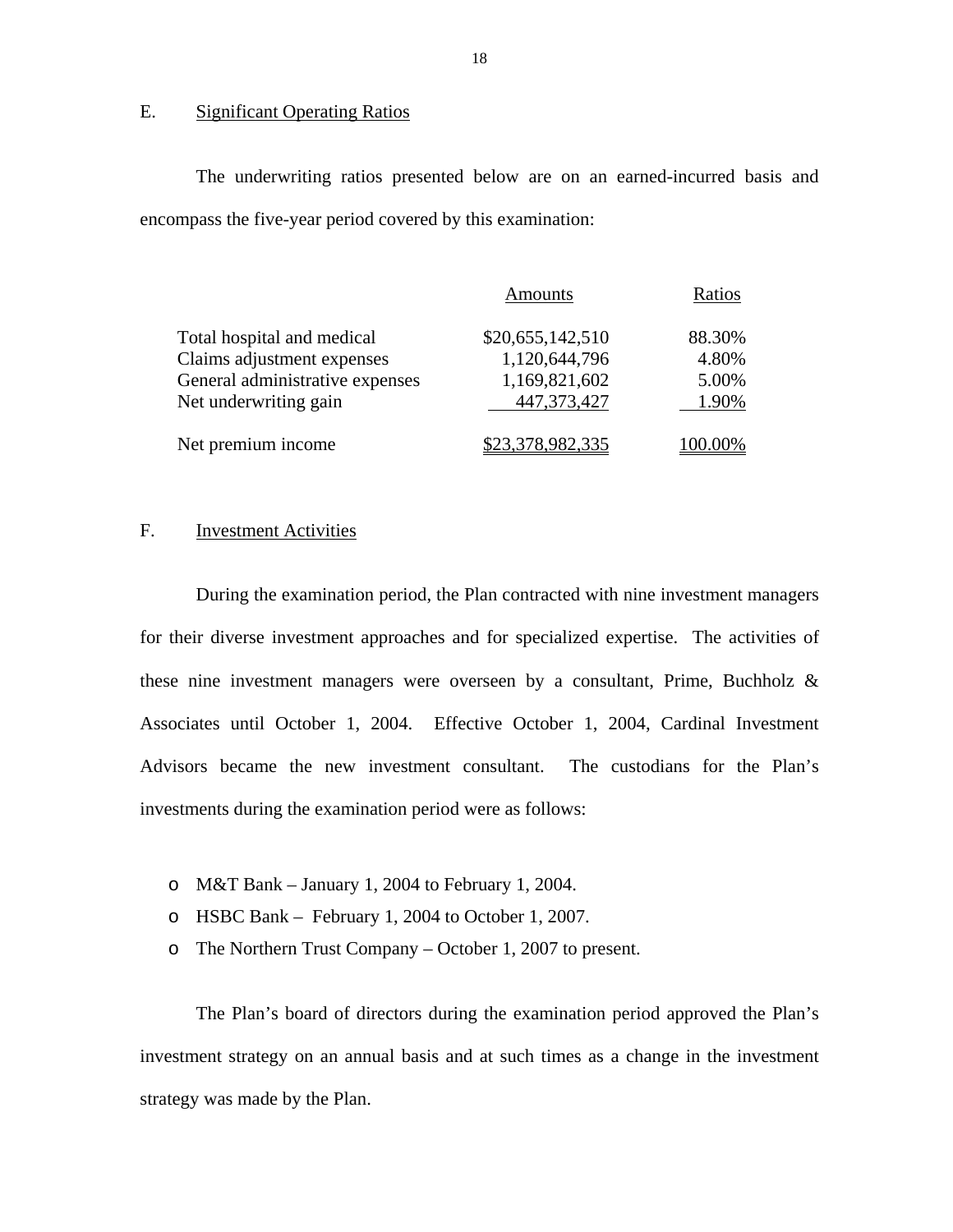## E. Significant Operating Ratios

The underwriting ratios presented below are on an earned-incurred basis and encompass the five-year period covered by this examination:

| | Amounts | Ratios |
|---|---|---|
| Total hospital and medical | $20,655,142,510 | 88.30% |
| Claims adjustment expenses | 1,120,644,796 | 4.80% |
| General administrative expenses | 1,169,821,602 | 5.00% |
| Net underwriting gain | 447,373,427 | 1.90% |
| Net premium income | $23,378,982,335 | 100.00% |

## F. Investment Activities

During the examination period, the Plan contracted with nine investment managers for their diverse investment approaches and for specialized expertise. The activities of these nine investment managers were overseen by a consultant, Prime, Buchholz & Associates until October 1, 2004. Effective October 1, 2004, Cardinal Investment Advisors became the new investment consultant. The custodians for the Plan's investments during the examination period were as follows:

- M&T Bank – January 1, 2004 to February 1, 2004.
- HSBC Bank – February 1, 2004 to October 1, 2007.
- The Northern Trust Company – October 1, 2007 to present.

The Plan's board of directors during the examination period approved the Plan's investment strategy on an annual basis and at such times as a change in the investment strategy was made by the Plan.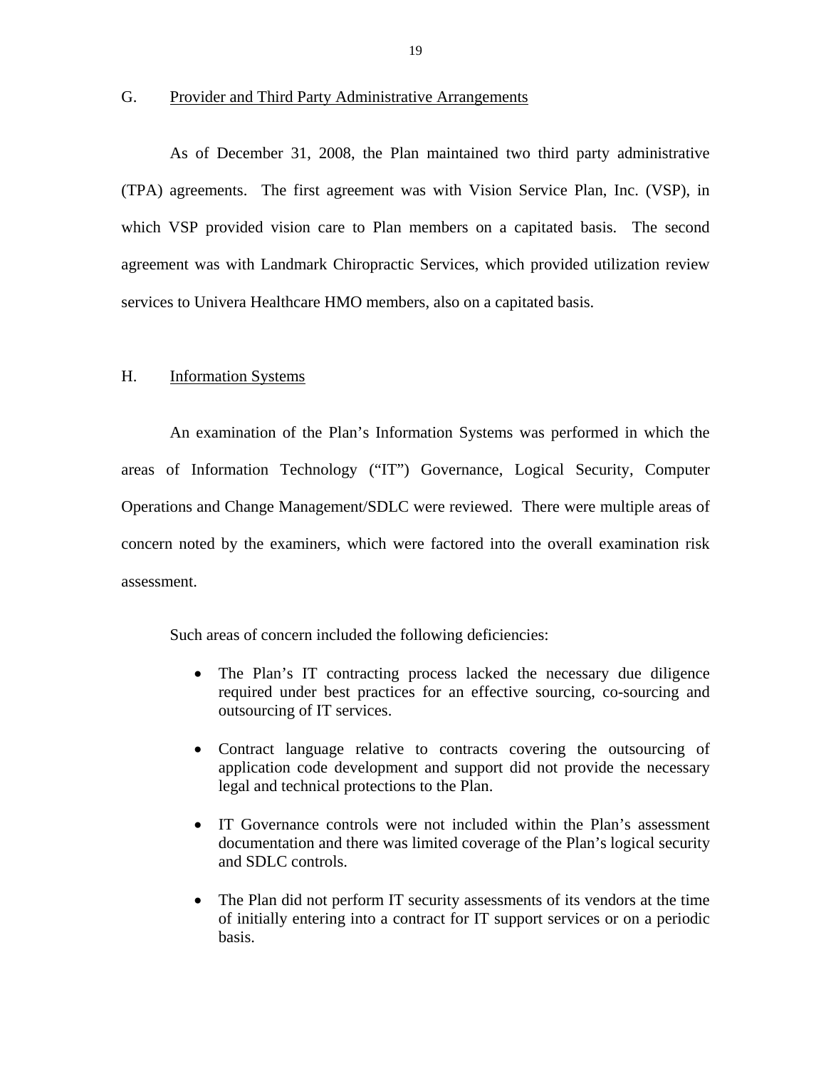## G. Provider and Third Party Administrative Arrangements

As of December 31, 2008, the Plan maintained two third party administrative (TPA) agreements. The first agreement was with Vision Service Plan, Inc. (VSP), in which VSP provided vision care to Plan members on a capitated basis. The second agreement was with Landmark Chiropractic Services, which provided utilization review services to Univera Healthcare HMO members, also on a capitated basis.

## H. Information Systems

An examination of the Plan's Information Systems was performed in which the areas of Information Technology ("IT") Governance, Logical Security, Computer Operations and Change Management/SDLC were reviewed. There were multiple areas of concern noted by the examiners, which were factored into the overall examination risk assessment.

Such areas of concern included the following deficiencies:

- The Plan's IT contracting process lacked the necessary due diligence required under best practices for an effective sourcing, co-sourcing and outsourcing of IT services.
- Contract language relative to contracts covering the outsourcing of application code development and support did not provide the necessary legal and technical protections to the Plan.
- IT Governance controls were not included within the Plan's assessment documentation and there was limited coverage of the Plan's logical security and SDLC controls.
- The Plan did not perform IT security assessments of its vendors at the time of initially entering into a contract for IT support services or on a periodic basis.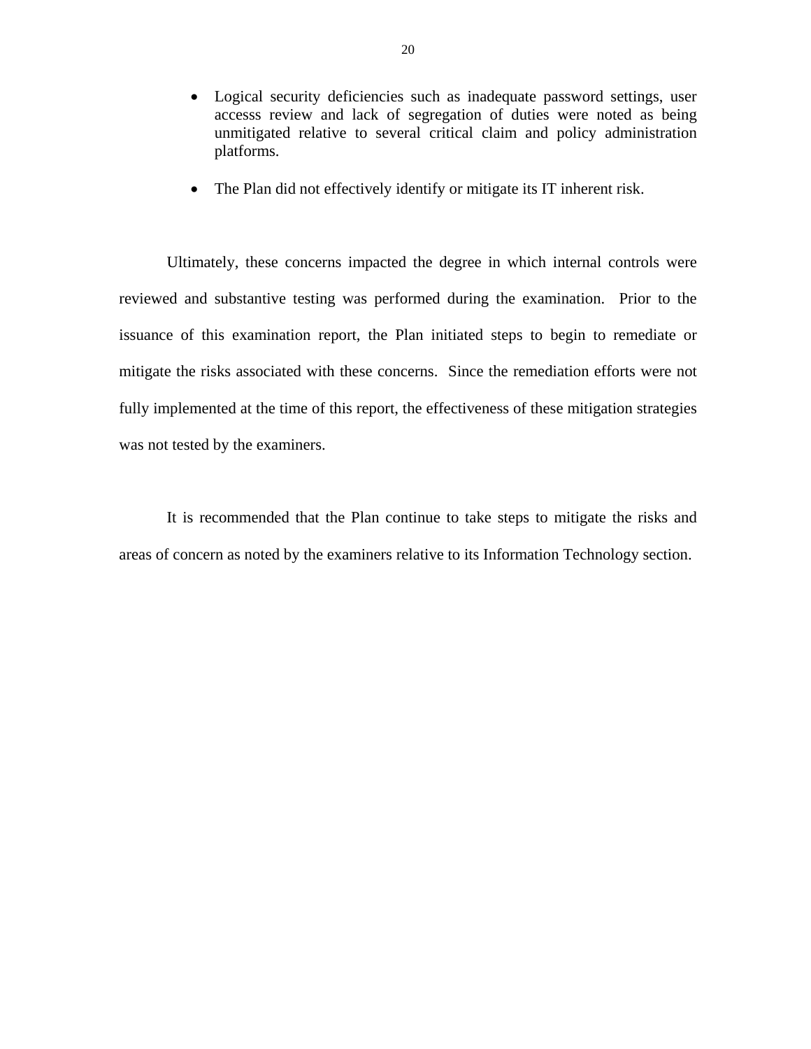- Logical security deficiencies such as inadequate password settings, user accesss review and lack of segregation of duties were noted as being unmitigated relative to several critical claim and policy administration platforms.

- The Plan did not effectively identify or mitigate its IT inherent risk.

Ultimately, these concerns impacted the degree in which internal controls were reviewed and substantive testing was performed during the examination. Prior to the issuance of this examination report, the Plan initiated steps to begin to remediate or mitigate the risks associated with these concerns. Since the remediation efforts were not fully implemented at the time of this report, the effectiveness of these mitigation strategies was not tested by the examiners.

It is recommended that the Plan continue to take steps to mitigate the risks and areas of concern as noted by the examiners relative to its Information Technology section.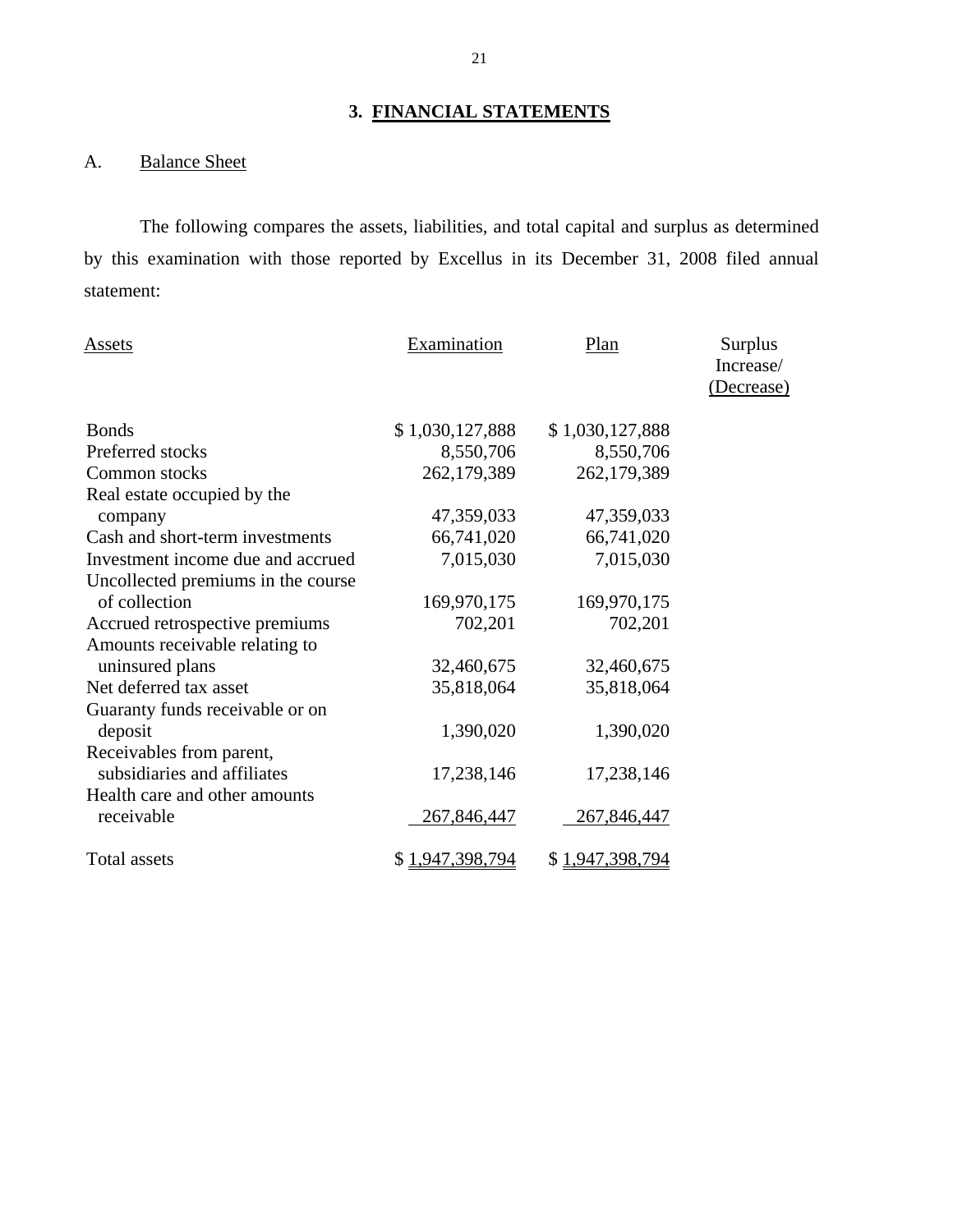## 3. FINANCIAL STATEMENTS

A. Balance Sheet

The following compares the assets, liabilities, and total capital and surplus as determined by this examination with those reported by Excellus in its December 31, 2008 filed annual statement:

| Assets | Examination | Plan | Surplus Increase/ (Decrease) |
|---|---|---|---|
| Bonds | $ 1,030,127,888 | $ 1,030,127,888 | |
| Preferred stocks | 8,550,706 | 8,550,706 | |
| Common stocks | 262,179,389 | 262,179,389 | |
| Real estate occupied by the company | 47,359,033 | 47,359,033 | |
| Cash and short-term investments | 66,741,020 | 66,741,020 | |
| Investment income due and accrued | 7,015,030 | 7,015,030 | |
| Uncollected premiums in the course of collection | 169,970,175 | 169,970,175 | |
| Accrued retrospective premiums | 702,201 | 702,201 | |
| Amounts receivable relating to uninsured plans | 32,460,675 | 32,460,675 | |
| Net deferred tax asset | 35,818,064 | 35,818,064 | |
| Guaranty funds receivable or on deposit | 1,390,020 | 1,390,020 | |
| Receivables from parent, subsidiaries and affiliates | 17,238,146 | 17,238,146 | |
| Health care and other amounts receivable | 267,846,447 | 267,846,447 | |
| Total assets | $ 1,947,398,794 | $ 1,947,398,794 | |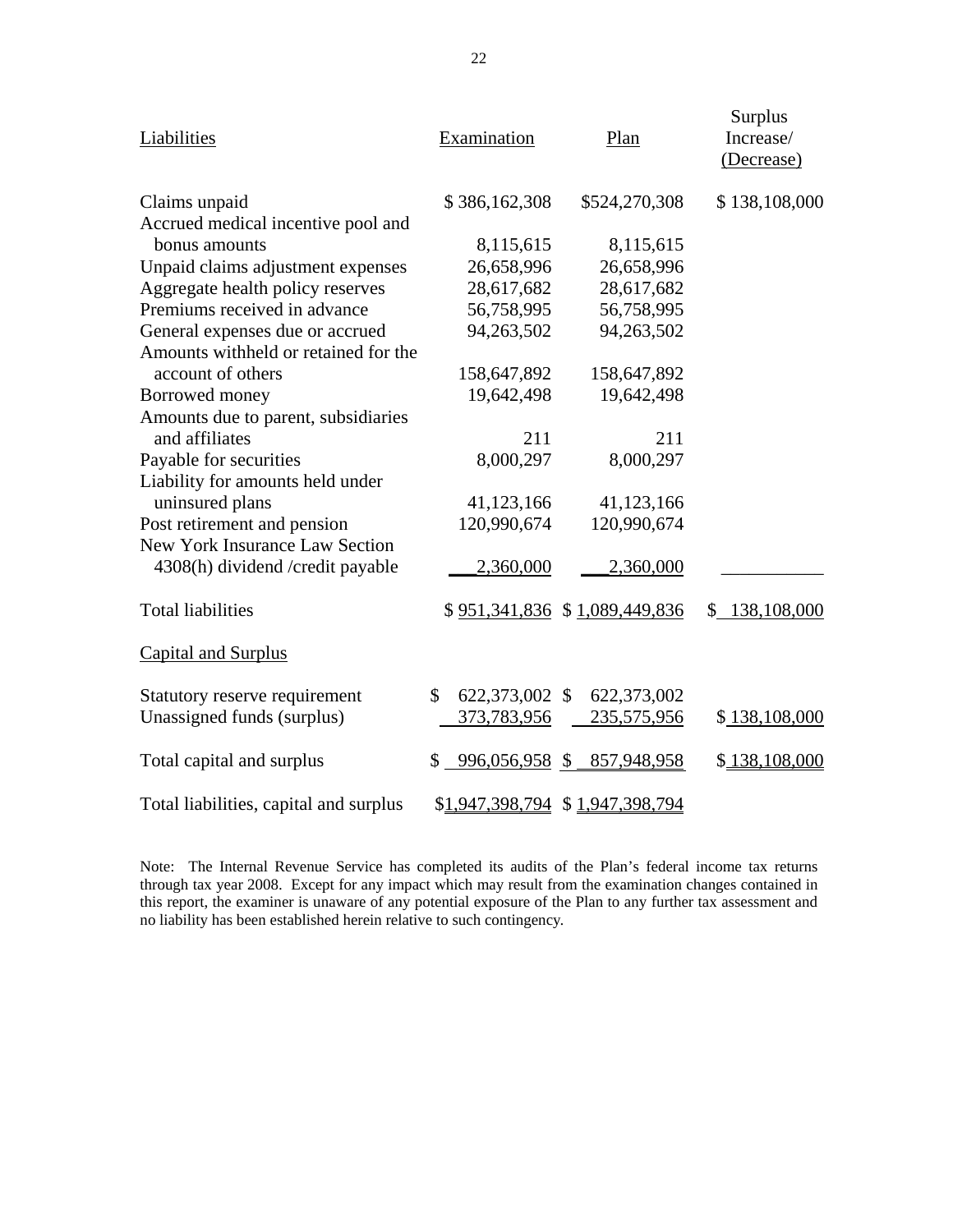| Liabilities | Examination | Plan | Surplus Increase/ (Decrease) |
|---|---|---|---|
| Claims unpaid | $ 386,162,308 | $524,270,308 | $ 138,108,000 |
| Accrued medical incentive pool and bonus amounts | 8,115,615 | 8,115,615 | |
| Unpaid claims adjustment expenses | 26,658,996 | 26,658,996 | |
| Aggregate health policy reserves | 28,617,682 | 28,617,682 | |
| Premiums received in advance | 56,758,995 | 56,758,995 | |
| General expenses due or accrued | 94,263,502 | 94,263,502 | |
| Amounts withheld or retained for the account of others | 158,647,892 | 158,647,892 | |
| Borrowed money | 19,642,498 | 19,642,498 | |
| Amounts due to parent, subsidiaries and affiliates | 211 | 211 | |
| Payable for securities | 8,000,297 | 8,000,297 | |
| Liability for amounts held under uninsured plans | 41,123,166 | 41,123,166 | |
| Post retirement and pension | 120,990,674 | 120,990,674 | |
| New York Insurance Law Section 4308(h) dividend /credit payable | 2,360,000 | 2,360,000 | |
| Total liabilities | $ 951,341,836 | $ 1,089,449,836 | $ 138,108,000 |
| Capital and Surplus | | | |
| Statutory reserve requirement | $ 622,373,002 | $ 622,373,002 | |
| Unassigned funds (surplus) | 373,783,956 | 235,575,956 | $ 138,108,000 |
| Total capital and surplus | $ 996,056,958 | $ 857,948,958 | $ 138,108,000 |
| Total liabilities, capital and surplus | $1,947,398,794 | $ 1,947,398,794 | |

Note: The Internal Revenue Service has completed its audits of the Plan's federal income tax returns through tax year 2008. Except for any impact which may result from the examination changes contained in this report, the examiner is unaware of any potential exposure of the Plan to any further tax assessment and no liability has been established herein relative to such contingency.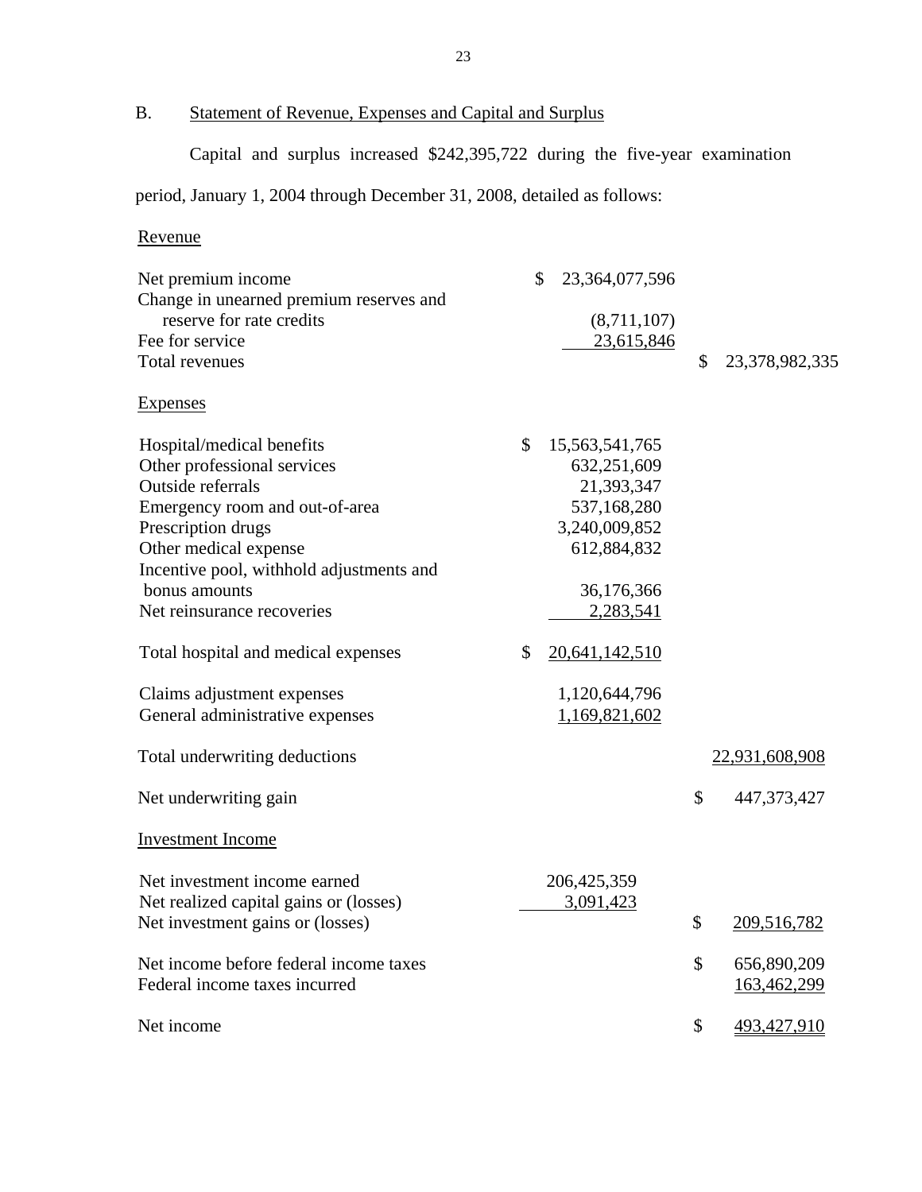## B. Statement of Revenue, Expenses and Capital and Surplus

Capital and surplus increased $242,395,722 during the five-year examination period, January 1, 2004 through December 31, 2008, detailed as follows:

| | | |
|---|---|---|
| **Revenue** | | |
| Net premium income | $ 23,364,077,596 | |
| Change in unearned premium reserves and reserve for rate credits | (8,711,107) | |
| Fee for service | 23,615,846 | |
| Total revenues | | $ 23,378,982,335 |
| **Expenses** | | |
| Hospital/medical benefits | $ 15,563,541,765 | |
| Other professional services | 632,251,609 | |
| Outside referrals | 21,393,347 | |
| Emergency room and out-of-area | 537,168,280 | |
| Prescription drugs | 3,240,009,852 | |
| Other medical expense | 612,884,832 | |
| Incentive pool, withhold adjustments and bonus amounts | 36,176,366 | |
| Net reinsurance recoveries | 2,283,541 | |
| Total hospital and medical expenses | $ 20,641,142,510 | |
| Claims adjustment expenses | 1,120,644,796 | |
| General administrative expenses | 1,169,821,602 | |
| Total underwriting deductions | | 22,931,608,908 |
| Net underwriting gain | | $ 447,373,427 |
| **Investment Income** | | |
| Net investment income earned | 206,425,359 | |
| Net realized capital gains or (losses) | 3,091,423 | |
| Net investment gains or (losses) | | $ 209,516,782 |
| Net income before federal income taxes | | $ 656,890,209 |
| Federal income taxes incurred | | 163,462,299 |
| Net income | | $ 493,427,910 |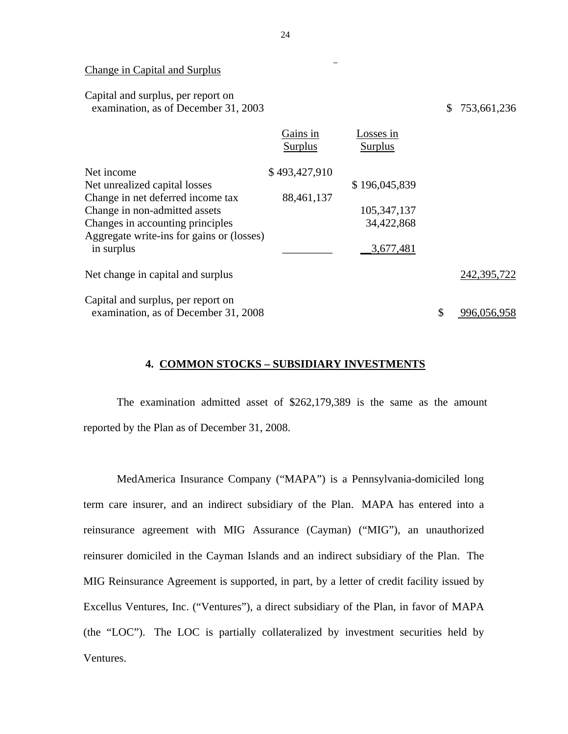Change in Capital and Surplus

| | Gains in Surplus | Losses in Surplus | |
|---|---|---|---|
| Capital and surplus, per report on examination, as of December 31, 2003 | | | $ 753,661,236 |
| Net income | $ 493,427,910 | | |
| Net unrealized capital losses | | $ 196,045,839 | |
| Change in net deferred income tax | 88,461,137 | | |
| Change in non-admitted assets | | 105,347,137 | |
| Changes in accounting principles | | 34,422,868 | |
| Aggregate write-ins for gains or (losses) in surplus | | 3,677,481 | |
| Net change in capital and surplus | | | 242,395,722 |
| Capital and surplus, per report on examination, as of December 31, 2008 | | | $ 996,056,958 |

## 4. COMMON STOCKS – SUBSIDIARY INVESTMENTS

The examination admitted asset of $262,179,389 is the same as the amount reported by the Plan as of December 31, 2008.

MedAmerica Insurance Company ("MAPA") is a Pennsylvania-domiciled long term care insurer, and an indirect subsidiary of the Plan. MAPA has entered into a reinsurance agreement with MIG Assurance (Cayman) ("MIG"), an unauthorized reinsurer domiciled in the Cayman Islands and an indirect subsidiary of the Plan. The MIG Reinsurance Agreement is supported, in part, by a letter of credit facility issued by Excellus Ventures, Inc. ("Ventures"), a direct subsidiary of the Plan, in favor of MAPA (the "LOC"). The LOC is partially collateralized by investment securities held by Ventures.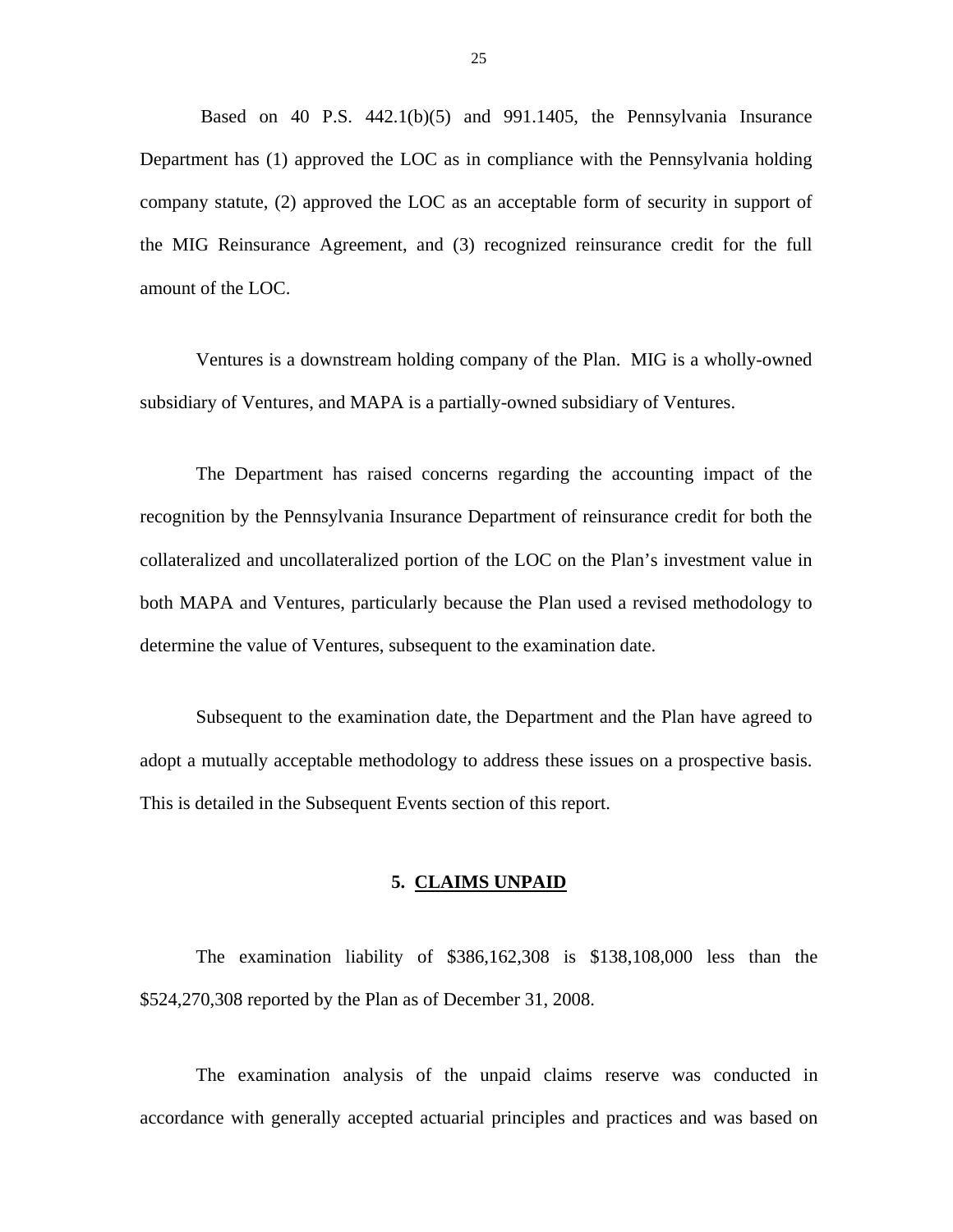Based on 40 P.S. 442.1(b)(5) and 991.1405, the Pennsylvania Insurance Department has (1) approved the LOC as in compliance with the Pennsylvania holding company statute, (2) approved the LOC as an acceptable form of security in support of the MIG Reinsurance Agreement, and (3) recognized reinsurance credit for the full amount of the LOC.

Ventures is a downstream holding company of the Plan. MIG is a wholly-owned subsidiary of Ventures, and MAPA is a partially-owned subsidiary of Ventures.

The Department has raised concerns regarding the accounting impact of the recognition by the Pennsylvania Insurance Department of reinsurance credit for both the collateralized and uncollateralized portion of the LOC on the Plan's investment value in both MAPA and Ventures, particularly because the Plan used a revised methodology to determine the value of Ventures, subsequent to the examination date.

Subsequent to the examination date, the Department and the Plan have agreed to adopt a mutually acceptable methodology to address these issues on a prospective basis. This is detailed in the Subsequent Events section of this report.

## 5. CLAIMS UNPAID

The examination liability of $386,162,308 is $138,108,000 less than the $524,270,308 reported by the Plan as of December 31, 2008.

The examination analysis of the unpaid claims reserve was conducted in accordance with generally accepted actuarial principles and practices and was based on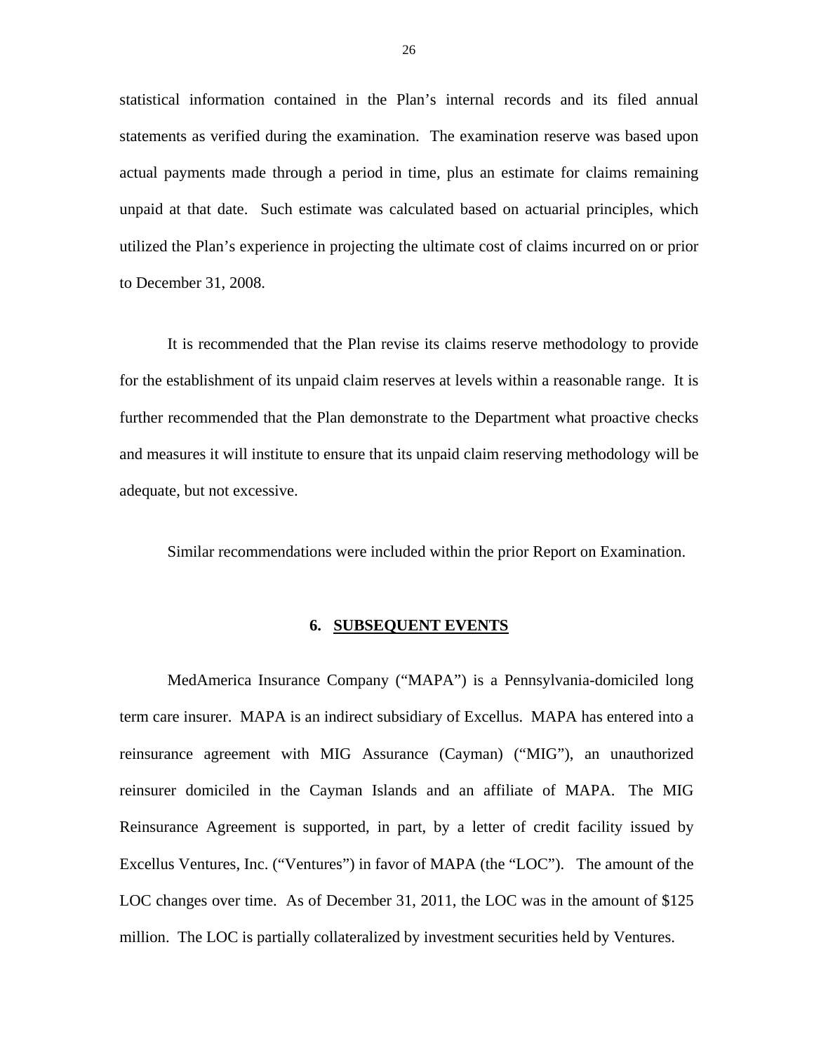statistical information contained in the Plan's internal records and its filed annual statements as verified during the examination. The examination reserve was based upon actual payments made through a period in time, plus an estimate for claims remaining unpaid at that date. Such estimate was calculated based on actuarial principles, which utilized the Plan's experience in projecting the ultimate cost of claims incurred on or prior to December 31, 2008.

It is recommended that the Plan revise its claims reserve methodology to provide for the establishment of its unpaid claim reserves at levels within a reasonable range. It is further recommended that the Plan demonstrate to the Department what proactive checks and measures it will institute to ensure that its unpaid claim reserving methodology will be adequate, but not excessive.

Similar recommendations were included within the prior Report on Examination.

## 6. SUBSEQUENT EVENTS

MedAmerica Insurance Company ("MAPA") is a Pennsylvania-domiciled long term care insurer. MAPA is an indirect subsidiary of Excellus. MAPA has entered into a reinsurance agreement with MIG Assurance (Cayman) ("MIG"), an unauthorized reinsurer domiciled in the Cayman Islands and an affiliate of MAPA. The MIG Reinsurance Agreement is supported, in part, by a letter of credit facility issued by Excellus Ventures, Inc. ("Ventures") in favor of MAPA (the "LOC"). The amount of the LOC changes over time. As of December 31, 2011, the LOC was in the amount of $125 million. The LOC is partially collateralized by investment securities held by Ventures.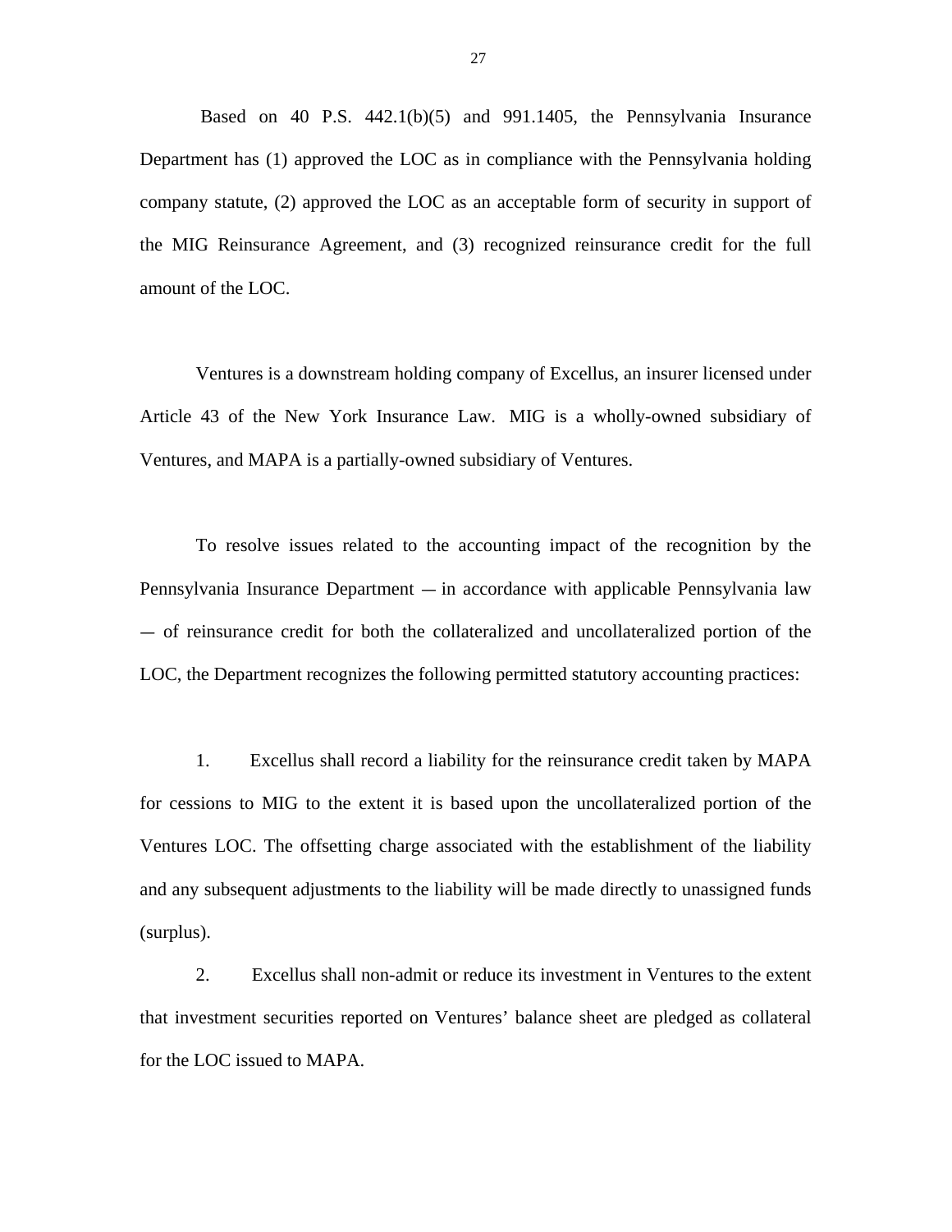Based on 40 P.S. 442.1(b)(5) and 991.1405, the Pennsylvania Insurance Department has (1) approved the LOC as in compliance with the Pennsylvania holding company statute, (2) approved the LOC as an acceptable form of security in support of the MIG Reinsurance Agreement, and (3) recognized reinsurance credit for the full amount of the LOC.

Ventures is a downstream holding company of Excellus, an insurer licensed under Article 43 of the New York Insurance Law. MIG is a wholly-owned subsidiary of Ventures, and MAPA is a partially-owned subsidiary of Ventures.

To resolve issues related to the accounting impact of the recognition by the Pennsylvania Insurance Department — in accordance with applicable Pennsylvania law — of reinsurance credit for both the collateralized and uncollateralized portion of the LOC, the Department recognizes the following permitted statutory accounting practices:

1. Excellus shall record a liability for the reinsurance credit taken by MAPA for cessions to MIG to the extent it is based upon the uncollateralized portion of the Ventures LOC. The offsetting charge associated with the establishment of the liability and any subsequent adjustments to the liability will be made directly to unassigned funds (surplus).

2. Excellus shall non-admit or reduce its investment in Ventures to the extent that investment securities reported on Ventures' balance sheet are pledged as collateral for the LOC issued to MAPA.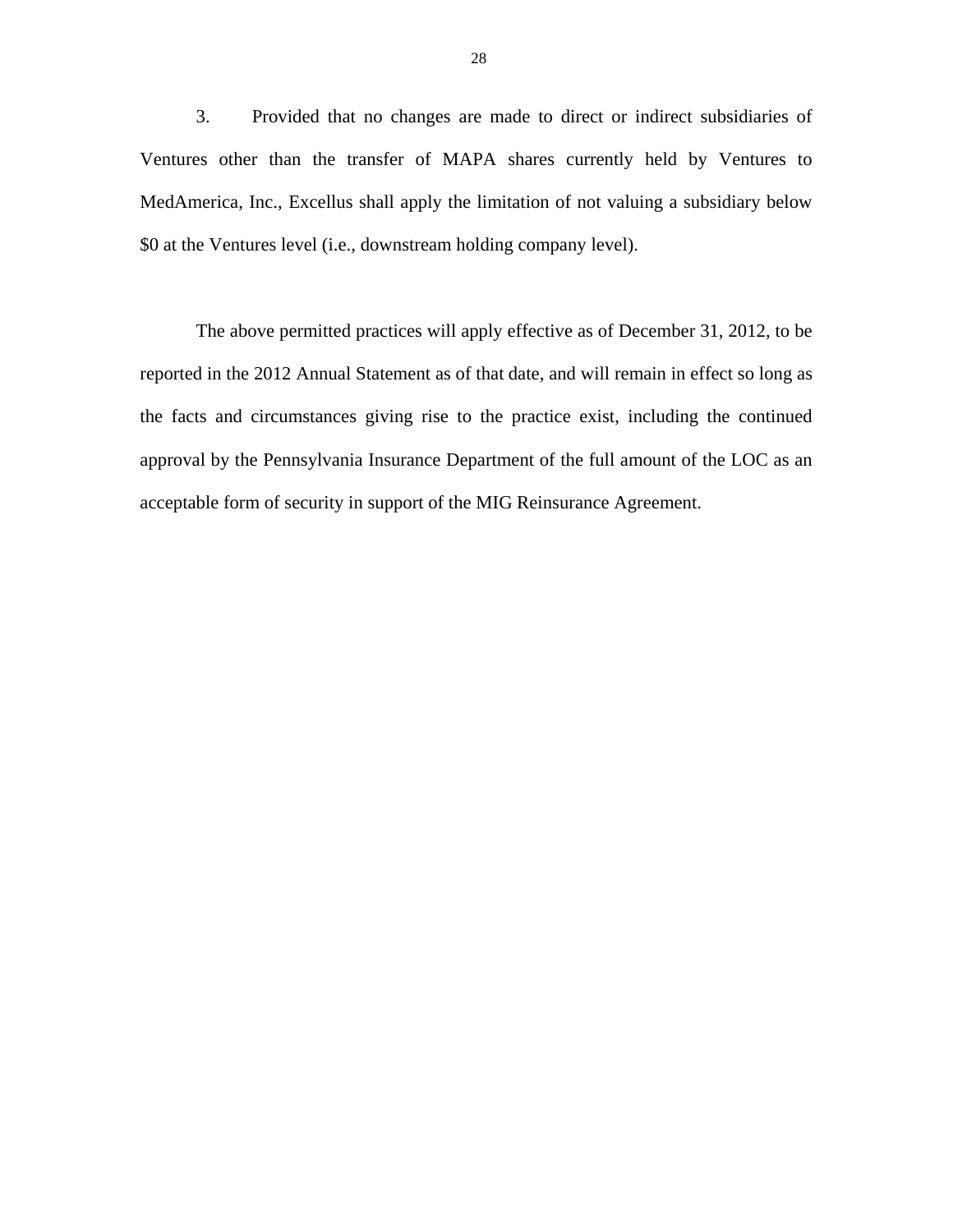3. Provided that no changes are made to direct or indirect subsidiaries of Ventures other than the transfer of MAPA shares currently held by Ventures to MedAmerica, Inc., Excellus shall apply the limitation of not valuing a subsidiary below $0 at the Ventures level (i.e., downstream holding company level).

The above permitted practices will apply effective as of December 31, 2012, to be reported in the 2012 Annual Statement as of that date, and will remain in effect so long as the facts and circumstances giving rise to the practice exist, including the continued approval by the Pennsylvania Insurance Department of the full amount of the LOC as an acceptable form of security in support of the MIG Reinsurance Agreement.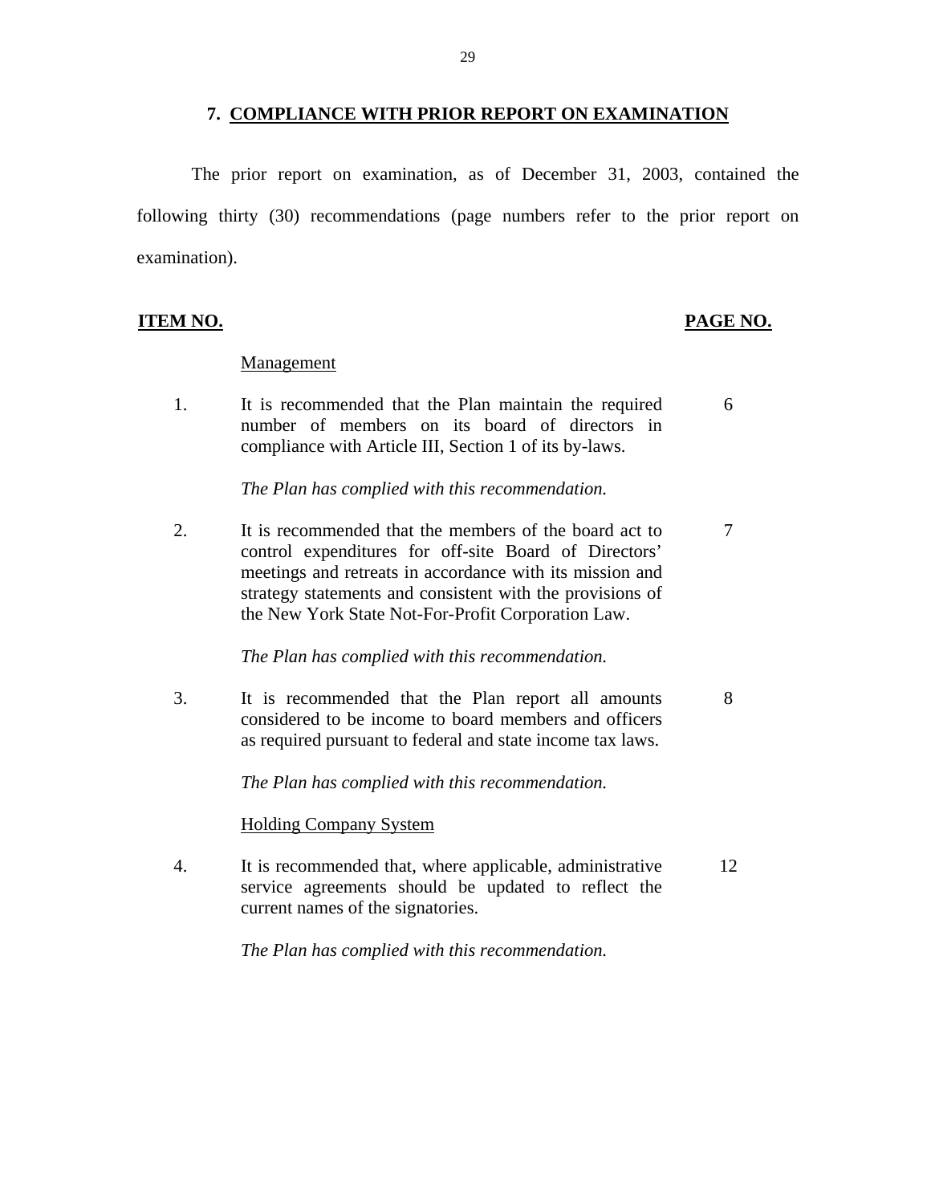## 7. COMPLIANCE WITH PRIOR REPORT ON EXAMINATION

The prior report on examination, as of December 31, 2003, contained the following thirty (30) recommendations (page numbers refer to the prior report on examination).

| ITEM NO. | | PAGE NO. |
|---|---|---|
| | Management | |
| 1. | It is recommended that the Plan maintain the required number of members on its board of directors in compliance with Article III, Section 1 of its by-laws. | 6 |
| | *The Plan has complied with this recommendation.* | |
| 2. | It is recommended that the members of the board act to control expenditures for off-site Board of Directors' meetings and retreats in accordance with its mission and strategy statements and consistent with the provisions of the New York State Not-For-Profit Corporation Law. | 7 |
| | *The Plan has complied with this recommendation.* | |
| 3. | It is recommended that the Plan report all amounts considered to be income to board members and officers as required pursuant to federal and state income tax laws. | 8 |
| | *The Plan has complied with this recommendation.* | |
| | Holding Company System | |
| 4. | It is recommended that, where applicable, administrative service agreements should be updated to reflect the current names of the signatories. | 12 |
| | *The Plan has complied with this recommendation.* | |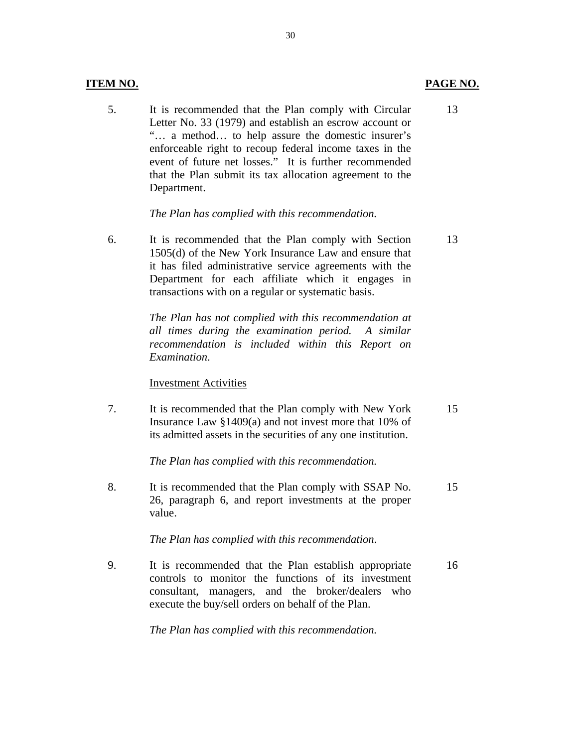| **ITEM NO.** | | **PAGE NO.** |
|---|---|---|
| 5. | It is recommended that the Plan comply with Circular Letter No. 33 (1979) and establish an escrow account or "… a method… to help assure the domestic insurer's enforceable right to recoup federal income taxes in the event of future net losses." It is further recommended that the Plan submit its tax allocation agreement to the Department.<br><br>*The Plan has complied with this recommendation.* | 13 |
| 6. | It is recommended that the Plan comply with Section 1505(d) of the New York Insurance Law and ensure that it has filed administrative service agreements with the Department for each affiliate which it engages in transactions with on a regular or systematic basis.<br><br>*The Plan has not complied with this recommendation at all times during the examination period. A similar recommendation is included within this Report on Examination.* | 13 |
| | <u>Investment Activities</u> | |
| 7. | It is recommended that the Plan comply with New York Insurance Law §1409(a) and not invest more that 10% of its admitted assets in the securities of any one institution.<br><br>*The Plan has complied with this recommendation.* | 15 |
| 8. | It is recommended that the Plan comply with SSAP No. 26, paragraph 6, and report investments at the proper value.<br><br>*The Plan has complied with this recommendation.* | 15 |
| 9. | It is recommended that the Plan establish appropriate controls to monitor the functions of its investment consultant, managers, and the broker/dealers who execute the buy/sell orders on behalf of the Plan.<br><br>*The Plan has complied with this recommendation.* | 16 |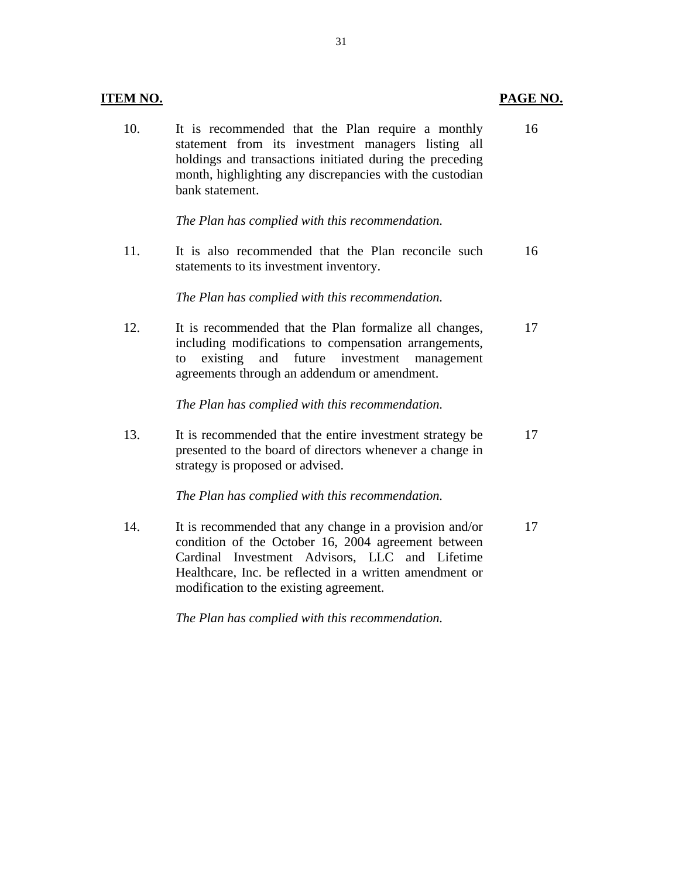| ITEM NO. | | PAGE NO. |
|---|---|---|
| 10. | It is recommended that the Plan require a monthly statement from its investment managers listing all holdings and transactions initiated during the preceding month, highlighting any discrepancies with the custodian bank statement.<br><br>*The Plan has complied with this recommendation.* | 16 |
| 11. | It is also recommended that the Plan reconcile such statements to its investment inventory.<br><br>*The Plan has complied with this recommendation.* | 16 |
| 12. | It is recommended that the Plan formalize all changes, including modifications to compensation arrangements, to existing and future investment management agreements through an addendum or amendment.<br><br>*The Plan has complied with this recommendation.* | 17 |
| 13. | It is recommended that the entire investment strategy be presented to the board of directors whenever a change in strategy is proposed or advised.<br><br>*The Plan has complied with this recommendation.* | 17 |
| 14. | It is recommended that any change in a provision and/or condition of the October 16, 2004 agreement between Cardinal Investment Advisors, LLC and Lifetime Healthcare, Inc. be reflected in a written amendment or modification to the existing agreement.<br><br>*The Plan has complied with this recommendation.* | 17 |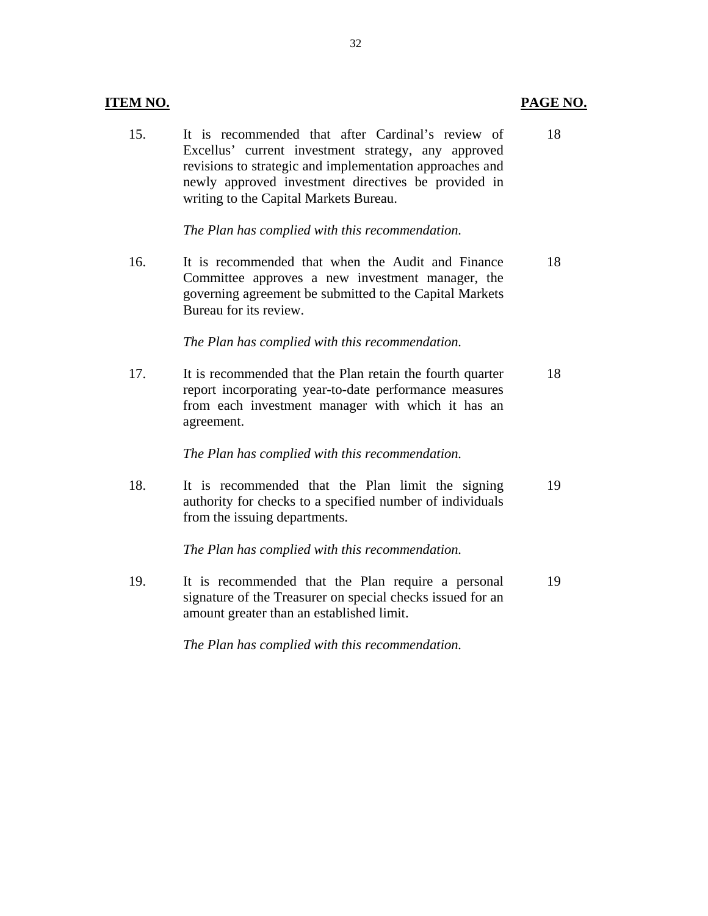| ITEM NO. | | PAGE NO. |
|---|---|---|
| 15. | It is recommended that after Cardinal's review of Excellus' current investment strategy, any approved revisions to strategic and implementation approaches and newly approved investment directives be provided in writing to the Capital Markets Bureau.<br><br>*The Plan has complied with this recommendation.* | 18 |
| 16. | It is recommended that when the Audit and Finance Committee approves a new investment manager, the governing agreement be submitted to the Capital Markets Bureau for its review.<br><br>*The Plan has complied with this recommendation.* | 18 |
| 17. | It is recommended that the Plan retain the fourth quarter report incorporating year-to-date performance measures from each investment manager with which it has an agreement.<br><br>*The Plan has complied with this recommendation.* | 18 |
| 18. | It is recommended that the Plan limit the signing authority for checks to a specified number of individuals from the issuing departments.<br><br>*The Plan has complied with this recommendation.* | 19 |
| 19. | It is recommended that the Plan require a personal signature of the Treasurer on special checks issued for an amount greater than an established limit.<br><br>*The Plan has complied with this recommendation.* | 19 |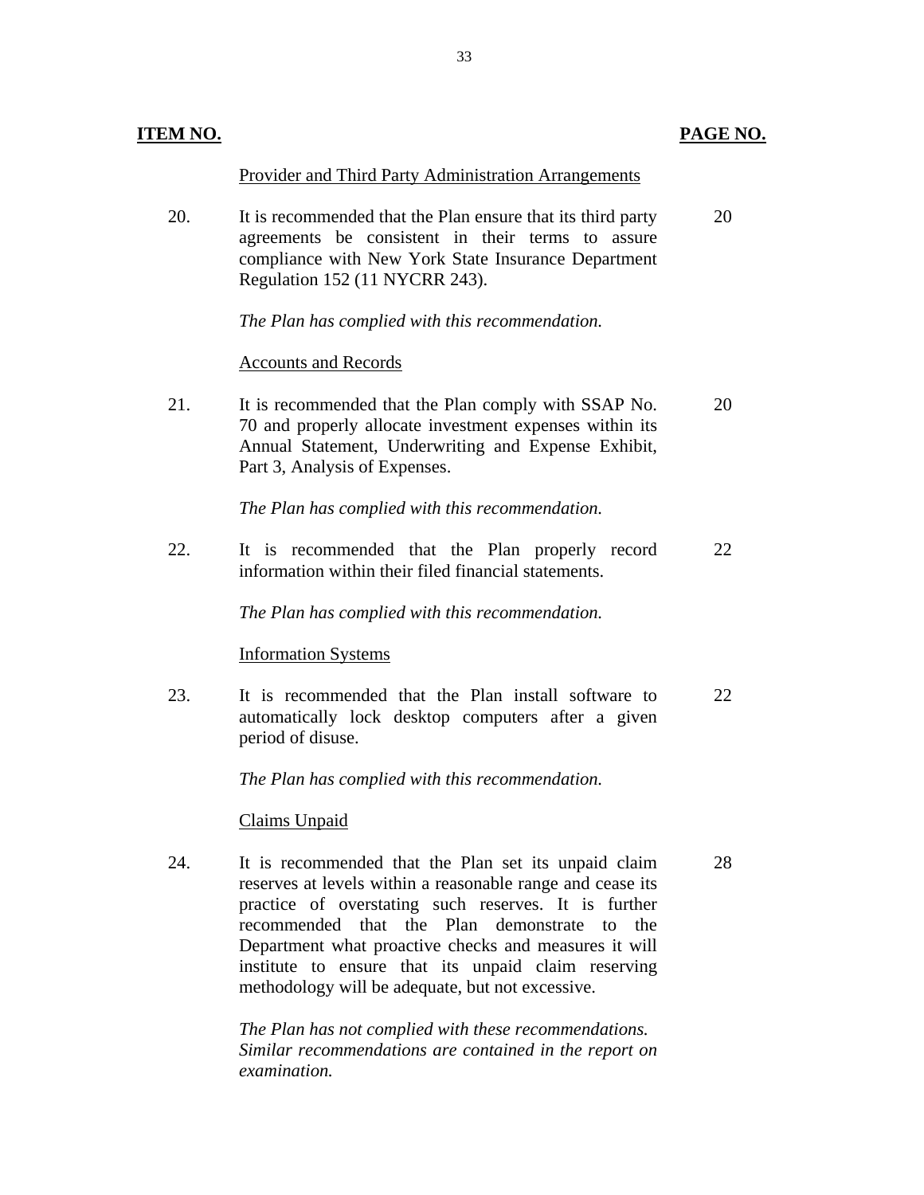| ITEM NO. | | PAGE NO. |
|---|---|---|
| | Provider and Third Party Administration Arrangements | |
| 20. | It is recommended that the Plan ensure that its third party agreements be consistent in their terms to assure compliance with New York State Insurance Department Regulation 152 (11 NYCRR 243). | 20 |
| | *The Plan has complied with this recommendation.* | |
| | Accounts and Records | |
| 21. | It is recommended that the Plan comply with SSAP No. 70 and properly allocate investment expenses within its Annual Statement, Underwriting and Expense Exhibit, Part 3, Analysis of Expenses. | 20 |
| | *The Plan has complied with this recommendation.* | |
| 22. | It is recommended that the Plan properly record information within their filed financial statements. | 22 |
| | *The Plan has complied with this recommendation.* | |
| | Information Systems | |
| 23. | It is recommended that the Plan install software to automatically lock desktop computers after a given period of disuse. | 22 |
| | *The Plan has complied with this recommendation.* | |
| | Claims Unpaid | |
| 24. | It is recommended that the Plan set its unpaid claim reserves at levels within a reasonable range and cease its practice of overstating such reserves. It is further recommended that the Plan demonstrate to the Department what proactive checks and measures it will institute to ensure that its unpaid claim reserving methodology will be adequate, but not excessive. | 28 |
| | *The Plan has not complied with these recommendations. Similar recommendations are contained in the report on examination.* | |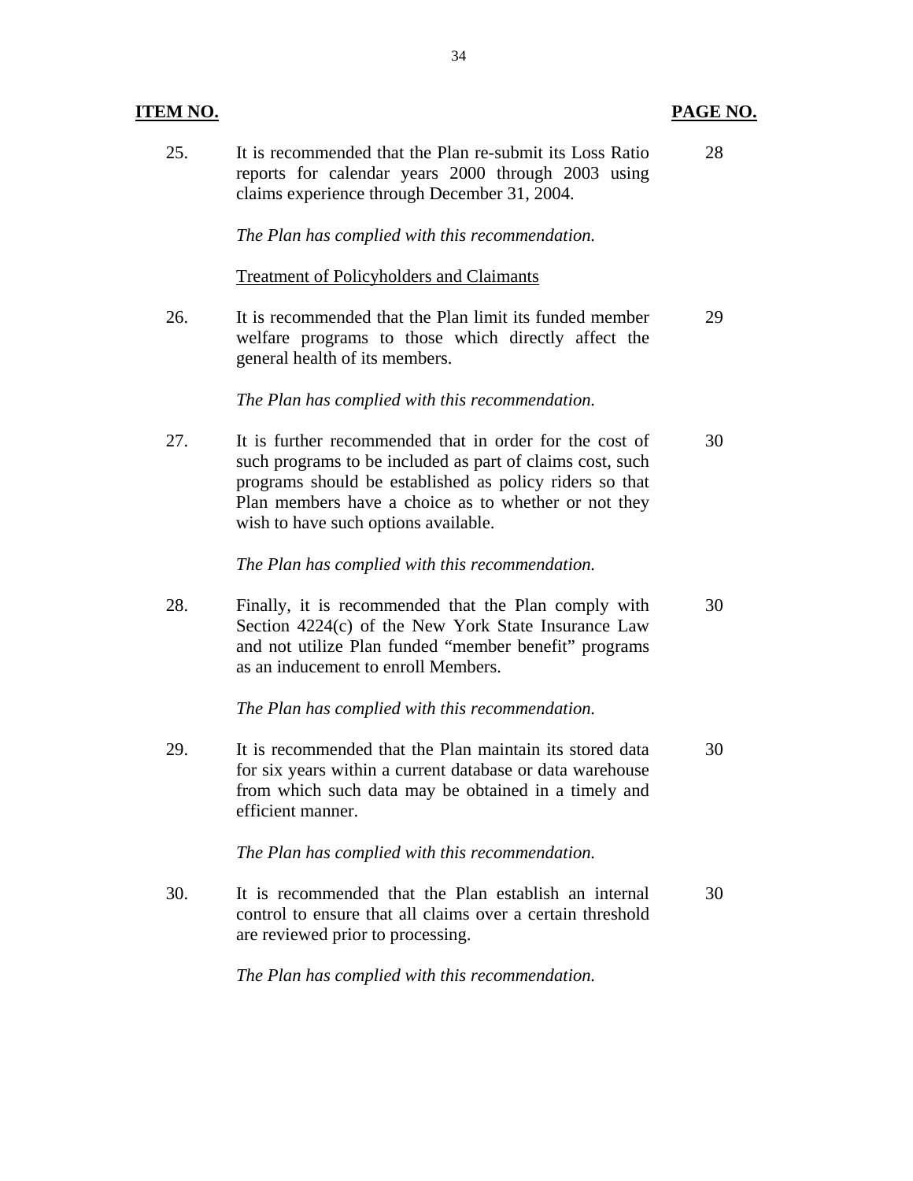| ITEM NO. | | PAGE NO. |
|---|---|---|
| 25. | It is recommended that the Plan re-submit its Loss Ratio reports for calendar years 2000 through 2003 using claims experience through December 31, 2004.<br><br>*The Plan has complied with this recommendation.* | 28 |
| | <u>Treatment of Policyholders and Claimants</u> | |
| 26. | It is recommended that the Plan limit its funded member welfare programs to those which directly affect the general health of its members.<br><br>*The Plan has complied with this recommendation.* | 29 |
| 27. | It is further recommended that in order for the cost of such programs to be included as part of claims cost, such programs should be established as policy riders so that Plan members have a choice as to whether or not they wish to have such options available.<br><br>*The Plan has complied with this recommendation.* | 30 |
| 28. | Finally, it is recommended that the Plan comply with Section 4224(c) of the New York State Insurance Law and not utilize Plan funded "member benefit" programs as an inducement to enroll Members.<br><br>*The Plan has complied with this recommendation.* | 30 |
| 29. | It is recommended that the Plan maintain its stored data for six years within a current database or data warehouse from which such data may be obtained in a timely and efficient manner.<br><br>*The Plan has complied with this recommendation.* | 30 |
| 30. | It is recommended that the Plan establish an internal control to ensure that all claims over a certain threshold are reviewed prior to processing.<br><br>*The Plan has complied with this recommendation.* | 30 |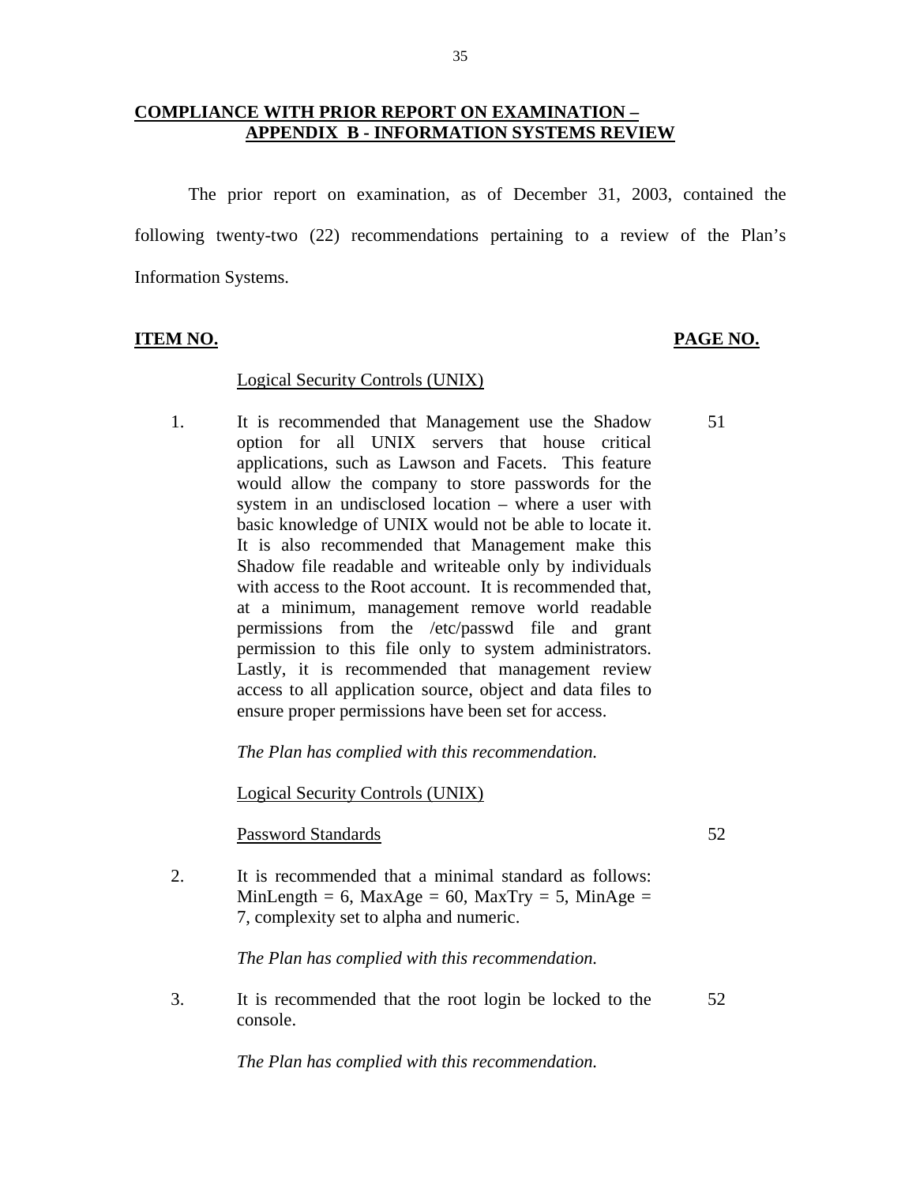## COMPLIANCE WITH PRIOR REPORT ON EXAMINATION – APPENDIX B - INFORMATION SYSTEMS REVIEW

The prior report on examination, as of December 31, 2003, contained the following twenty-two (22) recommendations pertaining to a review of the Plan's Information Systems.

| ITEM NO. | | PAGE NO. |
|---|---|---|
| | Logical Security Controls (UNIX) | |
| 1. | It is recommended that Management use the Shadow option for all UNIX servers that house critical applications, such as Lawson and Facets. This feature would allow the company to store passwords for the system in an undisclosed location – where a user with basic knowledge of UNIX would not be able to locate it. It is also recommended that Management make this Shadow file readable and writeable only by individuals with access to the Root account. It is recommended that, at a minimum, management remove world readable permissions from the /etc/passwd file and grant permission to this file only to system administrators. Lastly, it is recommended that management review access to all application source, object and data files to ensure proper permissions have been set for access. | 51 |
| | *The Plan has complied with this recommendation.* | |
| | Logical Security Controls (UNIX) | |
| | Password Standards | 52 |
| 2. | It is recommended that a minimal standard as follows: MinLength = 6, MaxAge = 60, MaxTry = 5, MinAge = 7, complexity set to alpha and numeric. | |
| | *The Plan has complied with this recommendation.* | |
| 3. | It is recommended that the root login be locked to the console. | 52 |
| | *The Plan has complied with this recommendation.* | |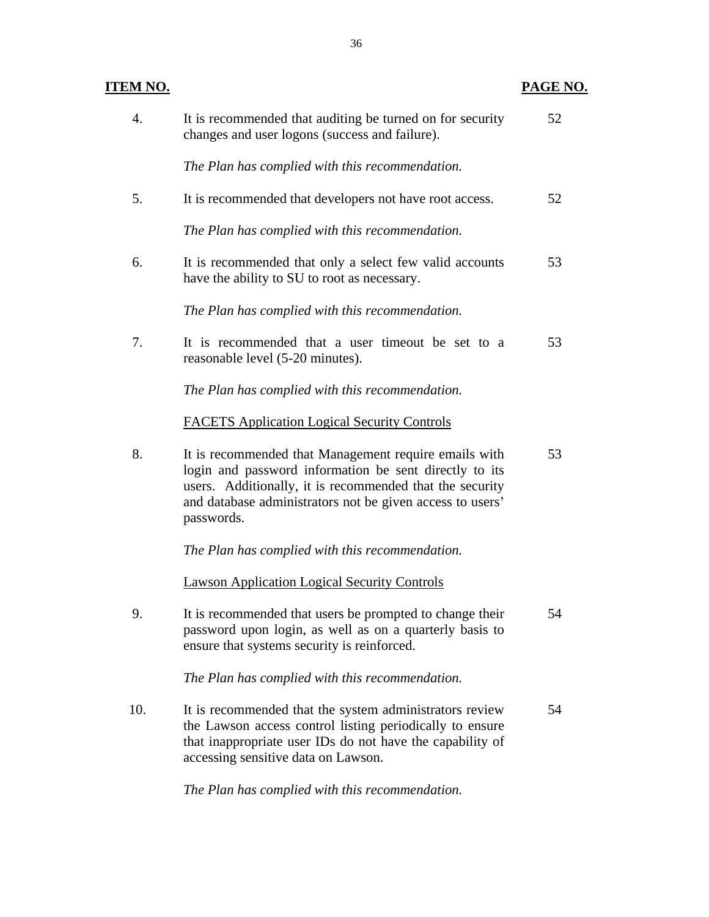| **ITEM NO.** | | **PAGE NO.** |
|---|---|---|
| 4. | It is recommended that auditing be turned on for security changes and user logons (success and failure). | 52 |
| | *The Plan has complied with this recommendation.* | |
| 5. | It is recommended that developers not have root access. | 52 |
| | *The Plan has complied with this recommendation.* | |
| 6. | It is recommended that only a select few valid accounts have the ability to SU to root as necessary. | 53 |
| | *The Plan has complied with this recommendation.* | |
| 7. | It is recommended that a user timeout be set to a reasonable level (5-20 minutes). | 53 |
| | *The Plan has complied with this recommendation.* | |
| | <u>FACETS Application Logical Security Controls</u> | |
| 8. | It is recommended that Management require emails with login and password information be sent directly to its users. Additionally, it is recommended that the security and database administrators not be given access to users' passwords. | 53 |
| | *The Plan has complied with this recommendation.* | |
| | <u>Lawson Application Logical Security Controls</u> | |
| 9. | It is recommended that users be prompted to change their password upon login, as well as on a quarterly basis to ensure that systems security is reinforced. | 54 |
| | *The Plan has complied with this recommendation.* | |
| 10. | It is recommended that the system administrators review the Lawson access control listing periodically to ensure that inappropriate user IDs do not have the capability of accessing sensitive data on Lawson. | 54 |
| | *The Plan has complied with this recommendation.* | |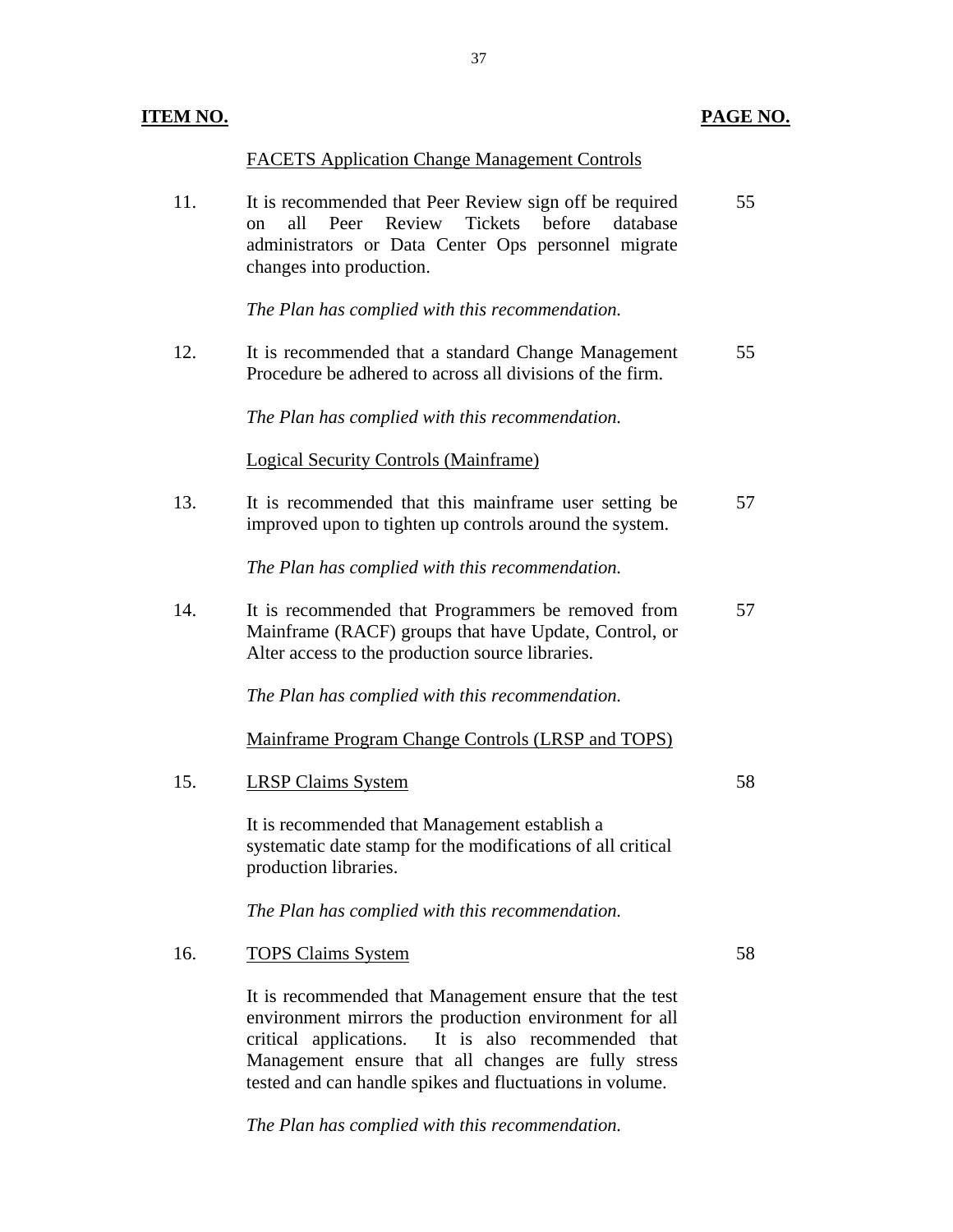| ITEM NO. | | PAGE NO. |
|---|---|---|
| | FACETS Application Change Management Controls | |
| 11. | It is recommended that Peer Review sign off be required on all Peer Review Tickets before database administrators or Data Center Ops personnel migrate changes into production. | 55 |
| | *The Plan has complied with this recommendation.* | |
| 12. | It is recommended that a standard Change Management Procedure be adhered to across all divisions of the firm. | 55 |
| | *The Plan has complied with this recommendation.* | |
| | Logical Security Controls (Mainframe) | |
| 13. | It is recommended that this mainframe user setting be improved upon to tighten up controls around the system. | 57 |
| | *The Plan has complied with this recommendation.* | |
| 14. | It is recommended that Programmers be removed from Mainframe (RACF) groups that have Update, Control, or Alter access to the production source libraries. | 57 |
| | *The Plan has complied with this recommendation.* | |
| | Mainframe Program Change Controls (LRSP and TOPS) | |
| 15. | LRSP Claims System | 58 |
| | It is recommended that Management establish a systematic date stamp for the modifications of all critical production libraries. | |
| | *The Plan has complied with this recommendation.* | |
| 16. | TOPS Claims System | 58 |
| | It is recommended that Management ensure that the test environment mirrors the production environment for all critical applications. It is also recommended that Management ensure that all changes are fully stress tested and can handle spikes and fluctuations in volume. | |
| | *The Plan has complied with this recommendation.* | |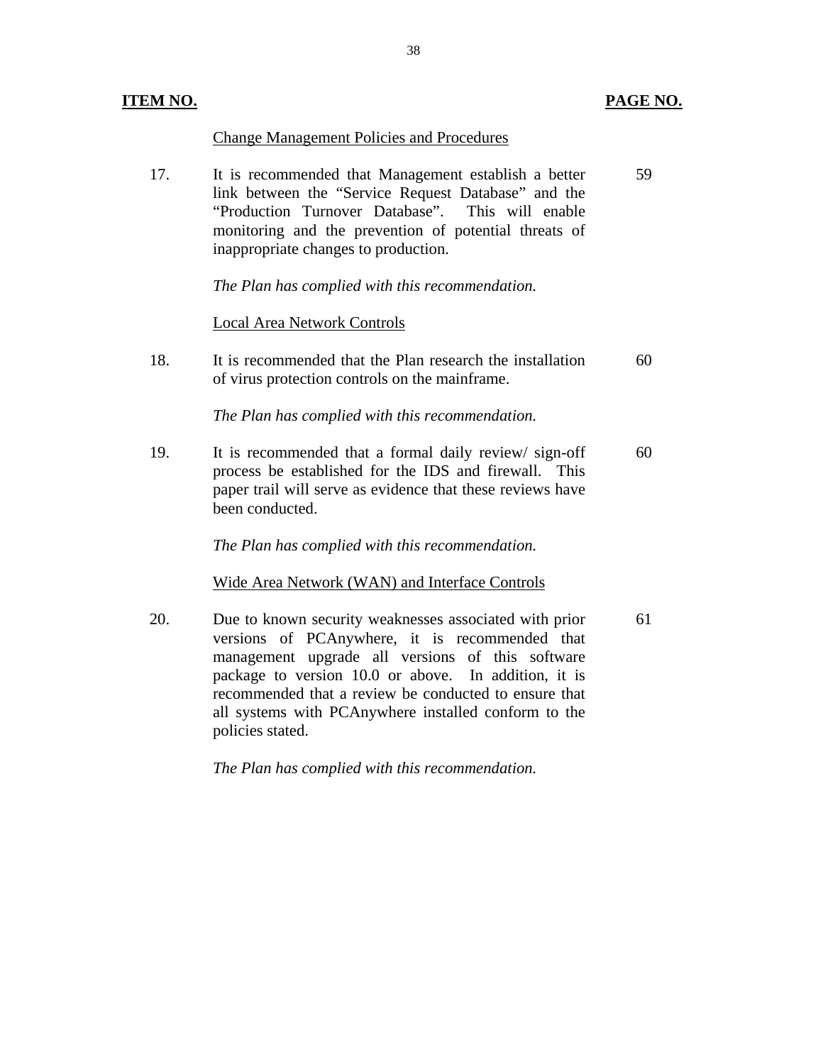| **ITEM NO.** | | **PAGE NO.** |
|---|---|---|
| | Change Management Policies and Procedures | |
| 17. | It is recommended that Management establish a better link between the "Service Request Database" and the "Production Turnover Database". This will enable monitoring and the prevention of potential threats of inappropriate changes to production.<br><br>*The Plan has complied with this recommendation.* | 59 |
| | Local Area Network Controls | |
| 18. | It is recommended that the Plan research the installation of virus protection controls on the mainframe.<br><br>*The Plan has complied with this recommendation.* | 60 |
| 19. | It is recommended that a formal daily review/ sign-off process be established for the IDS and firewall. This paper trail will serve as evidence that these reviews have been conducted.<br><br>*The Plan has complied with this recommendation.* | 60 |
| | Wide Area Network (WAN) and Interface Controls | |
| 20. | Due to known security weaknesses associated with prior versions of PCAnywhere, it is recommended that management upgrade all versions of this software package to version 10.0 or above. In addition, it is recommended that a review be conducted to ensure that all systems with PCAnywhere installed conform to the policies stated.<br><br>*The Plan has complied with this recommendation.* | 61 |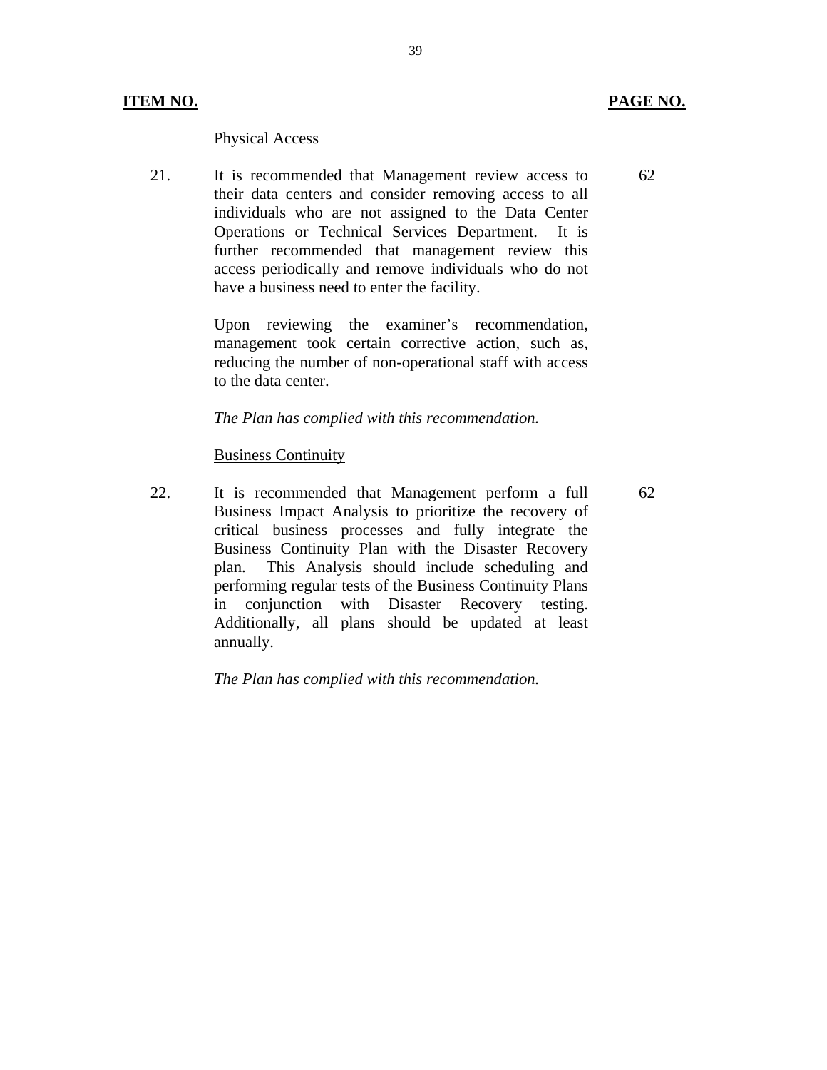| ITEM NO. | | PAGE NO. |
|---|---|---|
| | Physical Access | |
| 21. | It is recommended that Management review access to their data centers and consider removing access to all individuals who are not assigned to the Data Center Operations or Technical Services Department. It is further recommended that management review this access periodically and remove individuals who do not have a business need to enter the facility.<br><br>Upon reviewing the examiner's recommendation, management took certain corrective action, such as, reducing the number of non-operational staff with access to the data center.<br><br>*The Plan has complied with this recommendation.* | 62 |
| | Business Continuity | |
| 22. | It is recommended that Management perform a full Business Impact Analysis to prioritize the recovery of critical business processes and fully integrate the Business Continuity Plan with the Disaster Recovery plan. This Analysis should include scheduling and performing regular tests of the Business Continuity Plans in conjunction with Disaster Recovery testing. Additionally, all plans should be updated at least annually.<br><br>*The Plan has complied with this recommendation.* | 62 |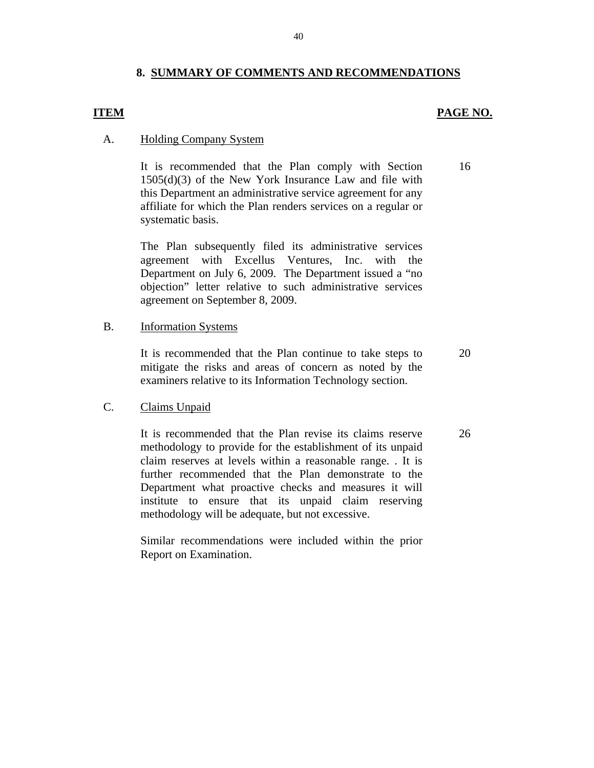## 8. SUMMARY OF COMMENTS AND RECOMMENDATIONS

| ITEM | | PAGE NO. |
|---|---|---|
| A. | **Holding Company System** | |
| | It is recommended that the Plan comply with Section 1505(d)(3) of the New York Insurance Law and file with this Department an administrative service agreement for any affiliate for which the Plan renders services on a regular or systematic basis. | 16 |
| | The Plan subsequently filed its administrative services agreement with Excellus Ventures, Inc. with the Department on July 6, 2009. The Department issued a "no objection" letter relative to such administrative services agreement on September 8, 2009. | |
| B. | **Information Systems** | |
| | It is recommended that the Plan continue to take steps to mitigate the risks and areas of concern as noted by the examiners relative to its Information Technology section. | 20 |
| C. | **Claims Unpaid** | |
| | It is recommended that the Plan revise its claims reserve methodology to provide for the establishment of its unpaid claim reserves at levels within a reasonable range. . It is further recommended that the Plan demonstrate to the Department what proactive checks and measures it will institute to ensure that its unpaid claim reserving methodology will be adequate, but not excessive. | 26 |
| | Similar recommendations were included within the prior Report on Examination. | |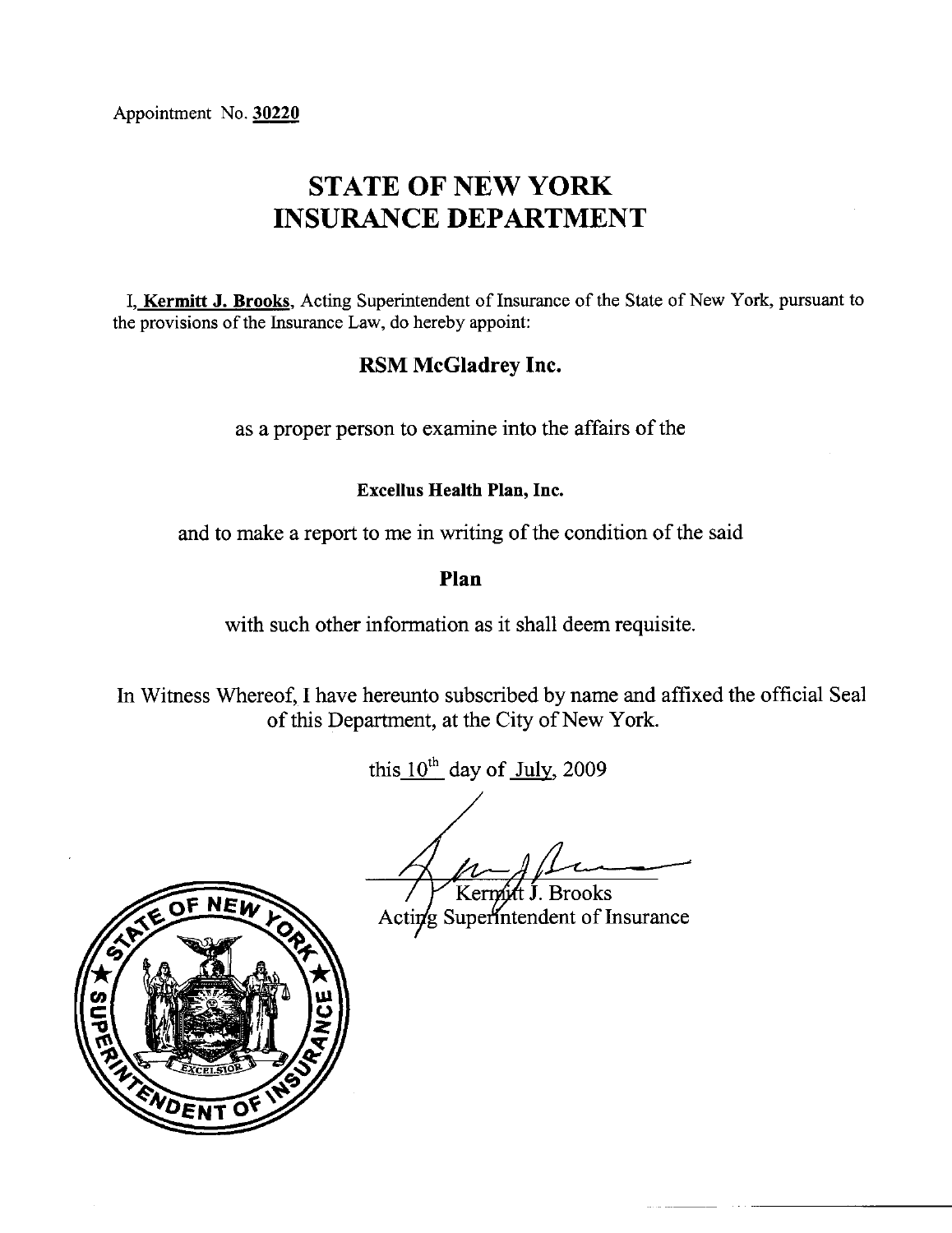Appointment No. **30220**

# STATE OF NEW YORK
# INSURANCE DEPARTMENT

I, **Kermitt J. Brooks**, Acting Superintendent of Insurance of the State of New York, pursuant to the provisions of the Insurance Law, do hereby appoint:

**RSM McGladrey Inc.**

as a proper person to examine into the affairs of the

**Excellus Health Plan, Inc.**

and to make a report to me in writing of the condition of the said

**Plan**

with such other information as it shall deem requisite.

In Witness Whereof, I have hereunto subscribed by name and affixed the official Seal of this Department, at the City of New York.

this 10th day of July, 2009

Kermitt J. Brooks
Acting Superintendent of Insurance